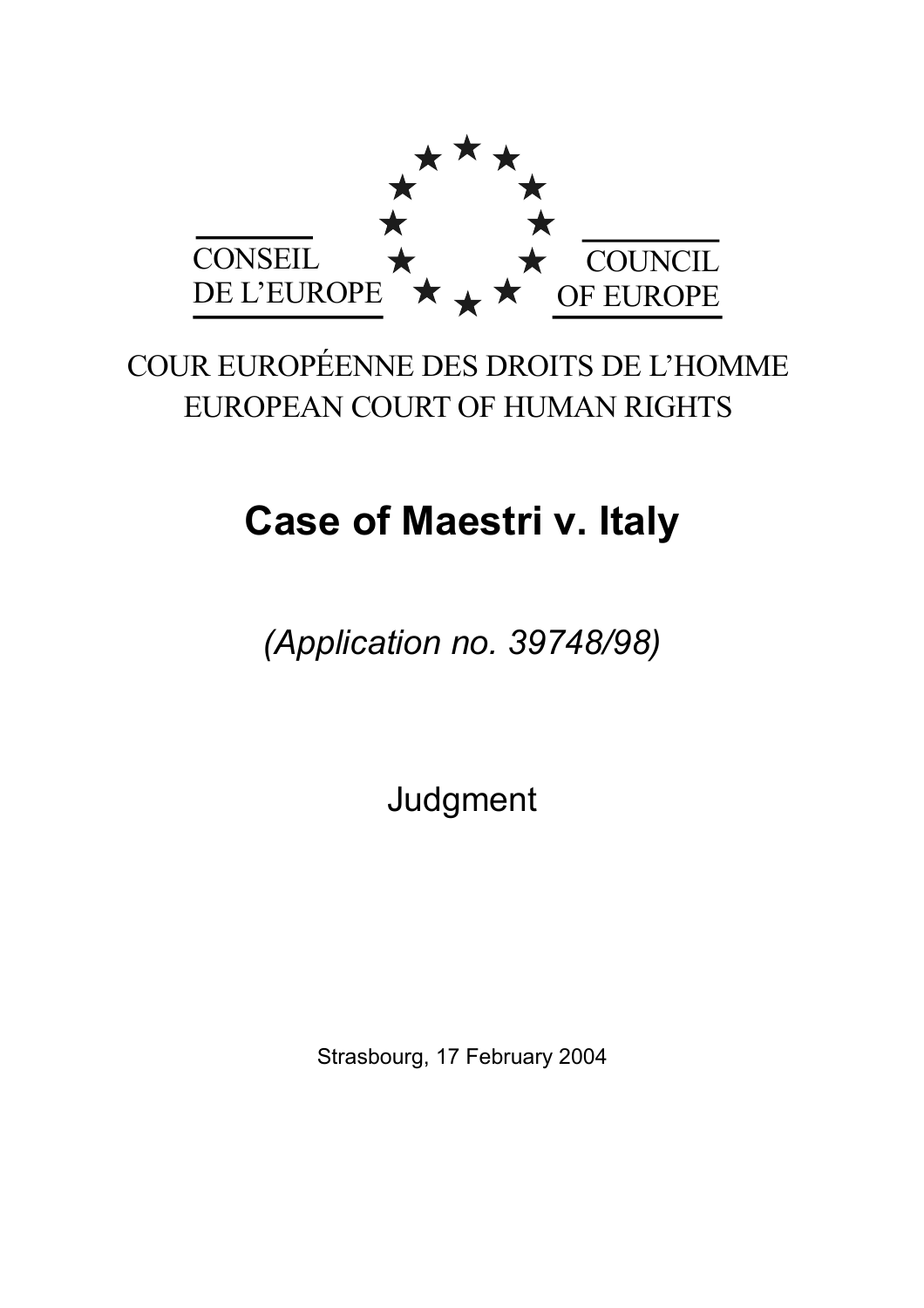CONSEIL DE L'EUROPE

COUNCIL OF EUROPE

COUR EUROPÉENNE DES DROITS DE L'HOMME

EUROPEAN COURT OF HUMAN RIGHTS

# Case of Maestri v. Italy

*(Application no. 39748/98)*

Judgment

Strasbourg, 17 February 2004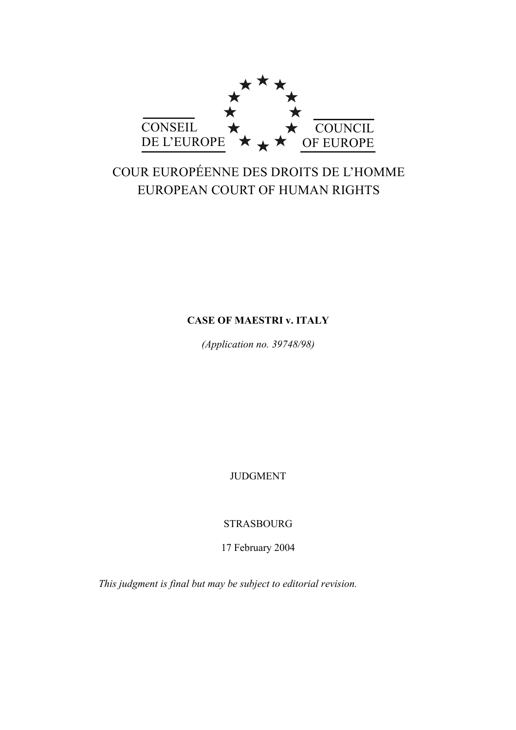CONSEIL DE L'EUROPE

COUNCIL OF EUROPE

COUR EUROPÉENNE DES DROITS DE L'HOMME
EUROPEAN COURT OF HUMAN RIGHTS

**CASE OF MAESTRI v. ITALY**

*(Application no. 39748/98)*

JUDGMENT

STRASBOURG

17 February 2004

*This judgment is final but may be subject to editorial revision.*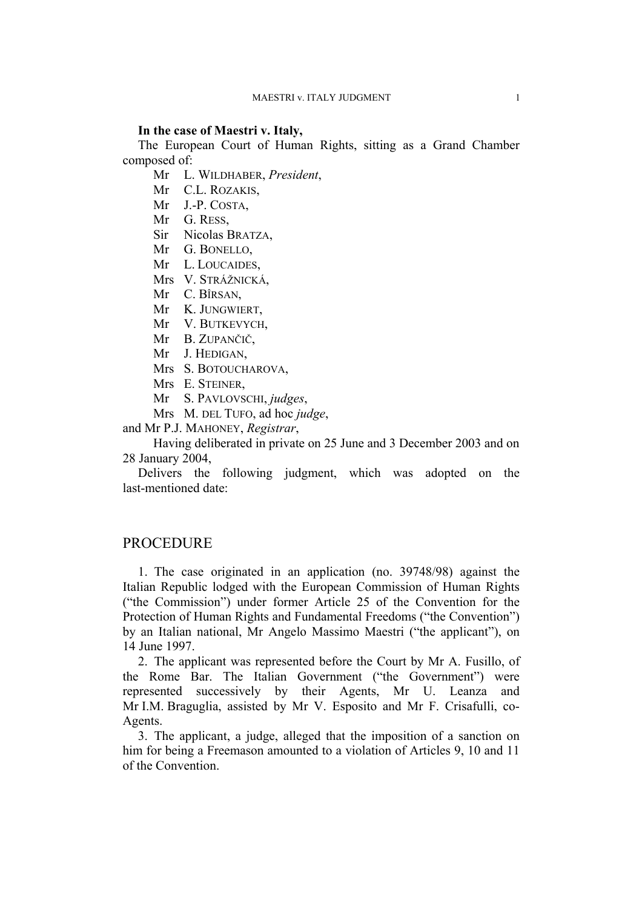**In the case of Maestri v. Italy,**

The European Court of Human Rights, sitting as a Grand Chamber composed of:

Mr L. WILDHABER, *President*,
Mr C.L. ROZAKIS,
Mr J.-P. COSTA,
Mr G. RESS,
Sir Nicolas BRATZA,
Mr G. BONELLO,
Mr L. LOUCAIDES,
Mrs V. STRÁŽNICKÁ,
Mr C. BÎRSAN,
Mr K. JUNGWIERT,
Mr V. BUTKEVYCH,
Mr B. ZUPANČIČ,
Mr J. HEDIGAN,
Mrs S. BOTOUCHAROVA,
Mrs E. STEINER,
Mr S. PAVLOVSCHI, *judges*,
Mrs M. DEL TUFO, ad hoc *judge*,

and Mr P.J. MAHONEY, *Registrar*,

Having deliberated in private on 25 June and 3 December 2003 and on 28 January 2004,

Delivers the following judgment, which was adopted on the last-mentioned date:

## PROCEDURE

1. The case originated in an application (no. 39748/98) against the Italian Republic lodged with the European Commission of Human Rights ("the Commission") under former Article 25 of the Convention for the Protection of Human Rights and Fundamental Freedoms ("the Convention") by an Italian national, Mr Angelo Massimo Maestri ("the applicant"), on 14 June 1997.

2. The applicant was represented before the Court by Mr A. Fusillo, of the Rome Bar. The Italian Government ("the Government") were represented successively by their Agents, Mr U. Leanza and Mr I.M. Braguglia, assisted by Mr V. Esposito and Mr F. Crisafulli, co-Agents.

3. The applicant, a judge, alleged that the imposition of a sanction on him for being a Freemason amounted to a violation of Articles 9, 10 and 11 of the Convention.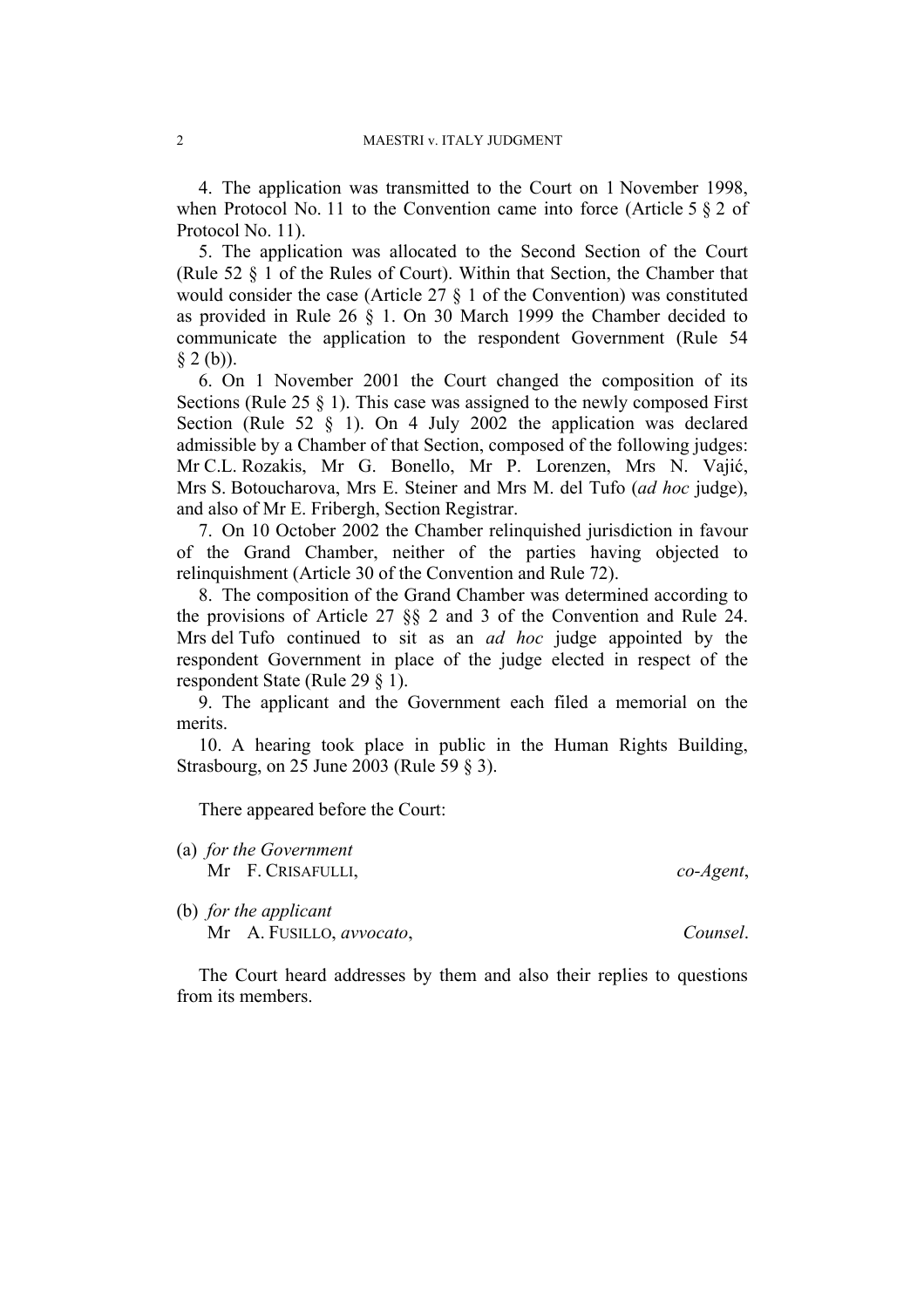4. The application was transmitted to the Court on 1 November 1998, when Protocol No. 11 to the Convention came into force (Article 5 § 2 of Protocol No. 11).

5. The application was allocated to the Second Section of the Court (Rule 52 § 1 of the Rules of Court). Within that Section, the Chamber that would consider the case (Article 27 § 1 of the Convention) was constituted as provided in Rule 26 § 1. On 30 March 1999 the Chamber decided to communicate the application to the respondent Government (Rule 54 § 2 (b)).

6. On 1 November 2001 the Court changed the composition of its Sections (Rule 25 § 1). This case was assigned to the newly composed First Section (Rule 52 § 1). On 4 July 2002 the application was declared admissible by a Chamber of that Section, composed of the following judges: Mr C.L. Rozakis, Mr G. Bonello, Mr P. Lorenzen, Mrs N. Vajić, Mrs S. Botoucharova, Mrs E. Steiner and Mrs M. del Tufo (*ad hoc* judge), and also of Mr E. Fribergh, Section Registrar.

7. On 10 October 2002 the Chamber relinquished jurisdiction in favour of the Grand Chamber, neither of the parties having objected to relinquishment (Article 30 of the Convention and Rule 72).

8. The composition of the Grand Chamber was determined according to the provisions of Article 27 §§ 2 and 3 of the Convention and Rule 24. Mrs del Tufo continued to sit as an *ad hoc* judge appointed by the respondent Government in place of the judge elected in respect of the respondent State (Rule 29 § 1).

9. The applicant and the Government each filed a memorial on the merits.

10. A hearing took place in public in the Human Rights Building, Strasbourg, on 25 June 2003 (Rule 59 § 3).

There appeared before the Court:

(a) *for the Government*
Mr F. CRISAFULLI, *co-Agent*,

(b) *for the applicant*
Mr A. FUSILLO, *avvocato*, *Counsel*.

The Court heard addresses by them and also their replies to questions from its members.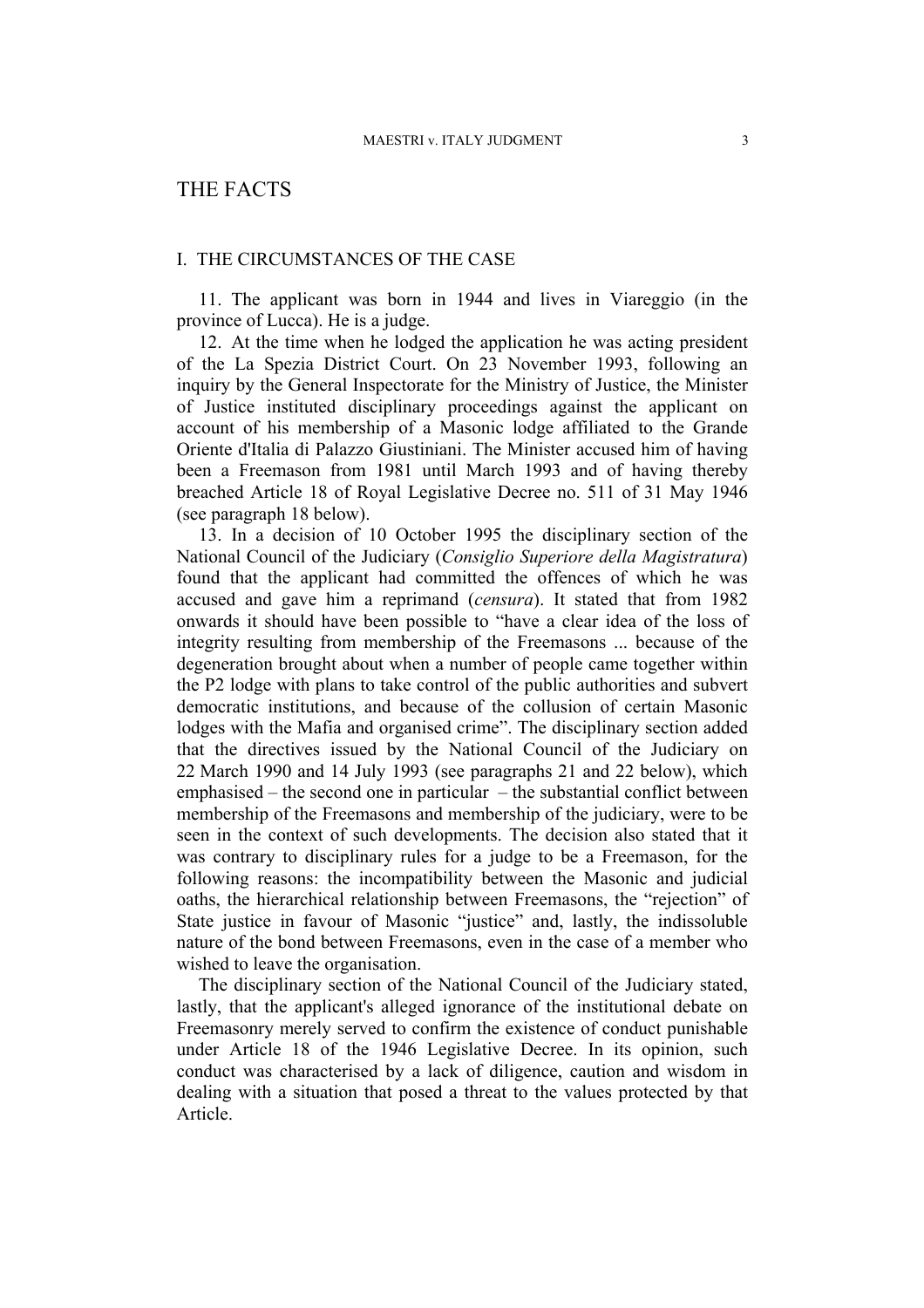# THE FACTS

## I. THE CIRCUMSTANCES OF THE CASE

11. The applicant was born in 1944 and lives in Viareggio (in the province of Lucca). He is a judge.

12. At the time when he lodged the application he was acting president of the La Spezia District Court. On 23 November 1993, following an inquiry by the General Inspectorate for the Ministry of Justice, the Minister of Justice instituted disciplinary proceedings against the applicant on account of his membership of a Masonic lodge affiliated to the Grande Oriente d'Italia di Palazzo Giustiniani. The Minister accused him of having been a Freemason from 1981 until March 1993 and of having thereby breached Article 18 of Royal Legislative Decree no. 511 of 31 May 1946 (see paragraph 18 below).

13. In a decision of 10 October 1995 the disciplinary section of the National Council of the Judiciary (*Consiglio Superiore della Magistratura*) found that the applicant had committed the offences of which he was accused and gave him a reprimand (*censura*). It stated that from 1982 onwards it should have been possible to "have a clear idea of the loss of integrity resulting from membership of the Freemasons ... because of the degeneration brought about when a number of people came together within the P2 lodge with plans to take control of the public authorities and subvert democratic institutions, and because of the collusion of certain Masonic lodges with the Mafia and organised crime". The disciplinary section added that the directives issued by the National Council of the Judiciary on 22 March 1990 and 14 July 1993 (see paragraphs 21 and 22 below), which emphasised – the second one in particular – the substantial conflict between membership of the Freemasons and membership of the judiciary, were to be seen in the context of such developments. The decision also stated that it was contrary to disciplinary rules for a judge to be a Freemason, for the following reasons: the incompatibility between the Masonic and judicial oaths, the hierarchical relationship between Freemasons, the "rejection" of State justice in favour of Masonic "justice" and, lastly, the indissoluble nature of the bond between Freemasons, even in the case of a member who wished to leave the organisation.

The disciplinary section of the National Council of the Judiciary stated, lastly, that the applicant's alleged ignorance of the institutional debate on Freemasonry merely served to confirm the existence of conduct punishable under Article 18 of the 1946 Legislative Decree. In its opinion, such conduct was characterised by a lack of diligence, caution and wisdom in dealing with a situation that posed a threat to the values protected by that Article.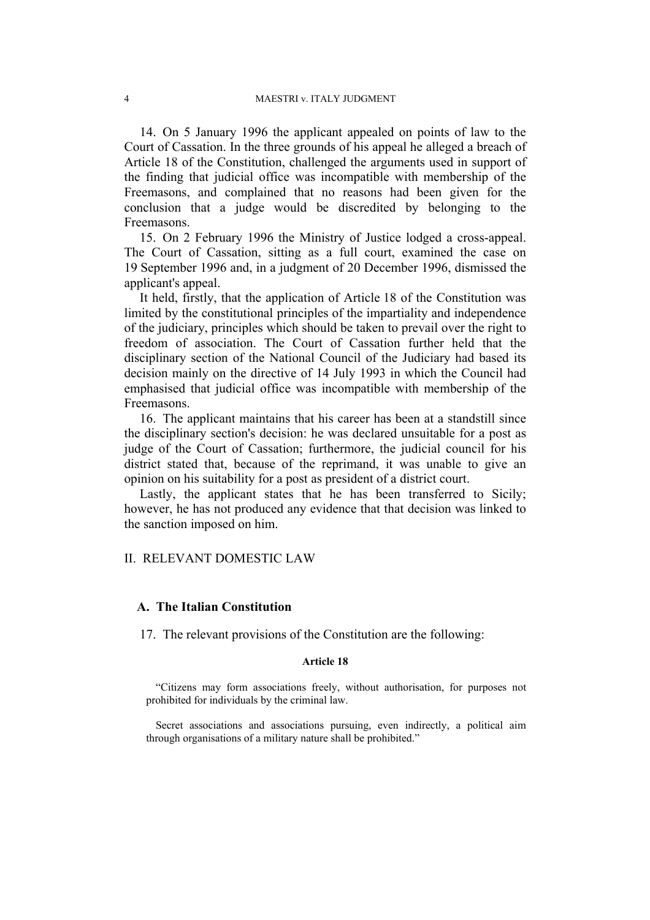14. On 5 January 1996 the applicant appealed on points of law to the Court of Cassation. In the three grounds of his appeal he alleged a breach of Article 18 of the Constitution, challenged the arguments used in support of the finding that judicial office was incompatible with membership of the Freemasons, and complained that no reasons had been given for the conclusion that a judge would be discredited by belonging to the Freemasons.

15. On 2 February 1996 the Ministry of Justice lodged a cross-appeal. The Court of Cassation, sitting as a full court, examined the case on 19 September 1996 and, in a judgment of 20 December 1996, dismissed the applicant's appeal.

It held, firstly, that the application of Article 18 of the Constitution was limited by the constitutional principles of the impartiality and independence of the judiciary, principles which should be taken to prevail over the right to freedom of association. The Court of Cassation further held that the disciplinary section of the National Council of the Judiciary had based its decision mainly on the directive of 14 July 1993 in which the Council had emphasised that judicial office was incompatible with membership of the Freemasons.

16. The applicant maintains that his career has been at a standstill since the disciplinary section's decision: he was declared unsuitable for a post as judge of the Court of Cassation; furthermore, the judicial council for his district stated that, because of the reprimand, it was unable to give an opinion on his suitability for a post as president of a district court.

Lastly, the applicant states that he has been transferred to Sicily; however, he has not produced any evidence that that decision was linked to the sanction imposed on him.

## II. RELEVANT DOMESTIC LAW

### A. The Italian Constitution

17. The relevant provisions of the Constitution are the following:

**Article 18**

> "Citizens may form associations freely, without authorisation, for purposes not prohibited for individuals by the criminal law.
>
> Secret associations and associations pursuing, even indirectly, a political aim through organisations of a military nature shall be prohibited."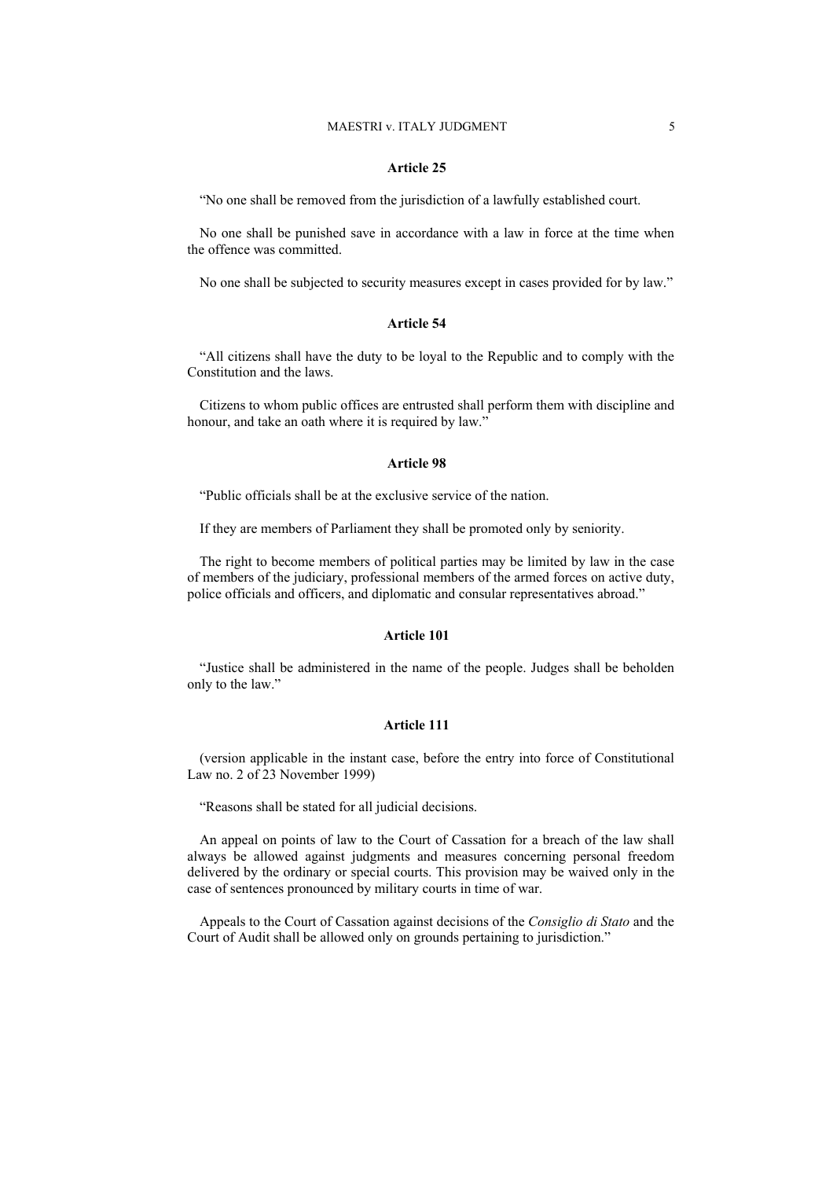**Article 25**

"No one shall be removed from the jurisdiction of a lawfully established court.

No one shall be punished save in accordance with a law in force at the time when the offence was committed.

No one shall be subjected to security measures except in cases provided for by law."

**Article 54**

"All citizens shall have the duty to be loyal to the Republic and to comply with the Constitution and the laws.

Citizens to whom public offices are entrusted shall perform them with discipline and honour, and take an oath where it is required by law."

**Article 98**

"Public officials shall be at the exclusive service of the nation.

If they are members of Parliament they shall be promoted only by seniority.

The right to become members of political parties may be limited by law in the case of members of the judiciary, professional members of the armed forces on active duty, police officials and officers, and diplomatic and consular representatives abroad."

**Article 101**

"Justice shall be administered in the name of the people. Judges shall be beholden only to the law."

**Article 111**

(version applicable in the instant case, before the entry into force of Constitutional Law no. 2 of 23 November 1999)

"Reasons shall be stated for all judicial decisions.

An appeal on points of law to the Court of Cassation for a breach of the law shall always be allowed against judgments and measures concerning personal freedom delivered by the ordinary or special courts. This provision may be waived only in the case of sentences pronounced by military courts in time of war.

Appeals to the Court of Cassation against decisions of the *Consiglio di Stato* and the Court of Audit shall be allowed only on grounds pertaining to jurisdiction."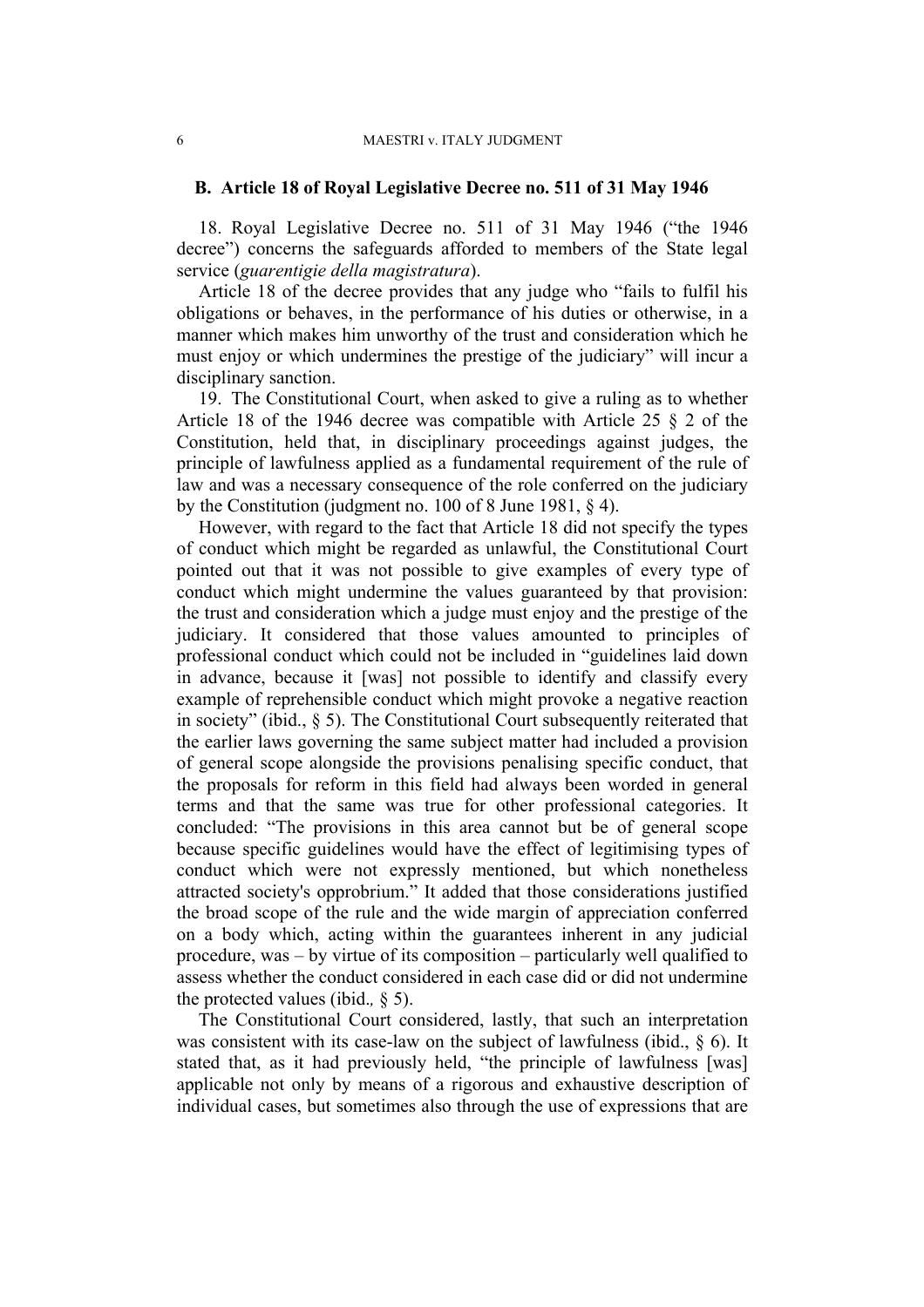### B. Article 18 of Royal Legislative Decree no. 511 of 31 May 1946

18. Royal Legislative Decree no. 511 of 31 May 1946 ("the 1946 decree") concerns the safeguards afforded to members of the State legal service (*guarentigie della magistratura*).

Article 18 of the decree provides that any judge who "fails to fulfil his obligations or behaves, in the performance of his duties or otherwise, in a manner which makes him unworthy of the trust and consideration which he must enjoy or which undermines the prestige of the judiciary" will incur a disciplinary sanction.

19. The Constitutional Court, when asked to give a ruling as to whether Article 18 of the 1946 decree was compatible with Article 25 § 2 of the Constitution, held that, in disciplinary proceedings against judges, the principle of lawfulness applied as a fundamental requirement of the rule of law and was a necessary consequence of the role conferred on the judiciary by the Constitution (judgment no. 100 of 8 June 1981, § 4).

However, with regard to the fact that Article 18 did not specify the types of conduct which might be regarded as unlawful, the Constitutional Court pointed out that it was not possible to give examples of every type of conduct which might undermine the values guaranteed by that provision: the trust and consideration which a judge must enjoy and the prestige of the judiciary. It considered that those values amounted to principles of professional conduct which could not be included in "guidelines laid down in advance, because it [was] not possible to identify and classify every example of reprehensible conduct which might provoke a negative reaction in society" (ibid., § 5). The Constitutional Court subsequently reiterated that the earlier laws governing the same subject matter had included a provision of general scope alongside the provisions penalising specific conduct, that the proposals for reform in this field had always been worded in general terms and that the same was true for other professional categories. It concluded: "The provisions in this area cannot but be of general scope because specific guidelines would have the effect of legitimising types of conduct which were not expressly mentioned, but which nonetheless attracted society's opprobrium." It added that those considerations justified the broad scope of the rule and the wide margin of appreciation conferred on a body which, acting within the guarantees inherent in any judicial procedure, was – by virtue of its composition – particularly well qualified to assess whether the conduct considered in each case did or did not undermine the protected values (ibid.*,* § 5).

The Constitutional Court considered, lastly, that such an interpretation was consistent with its case-law on the subject of lawfulness (ibid., § 6). It stated that, as it had previously held, "the principle of lawfulness [was] applicable not only by means of a rigorous and exhaustive description of individual cases, but sometimes also through the use of expressions that are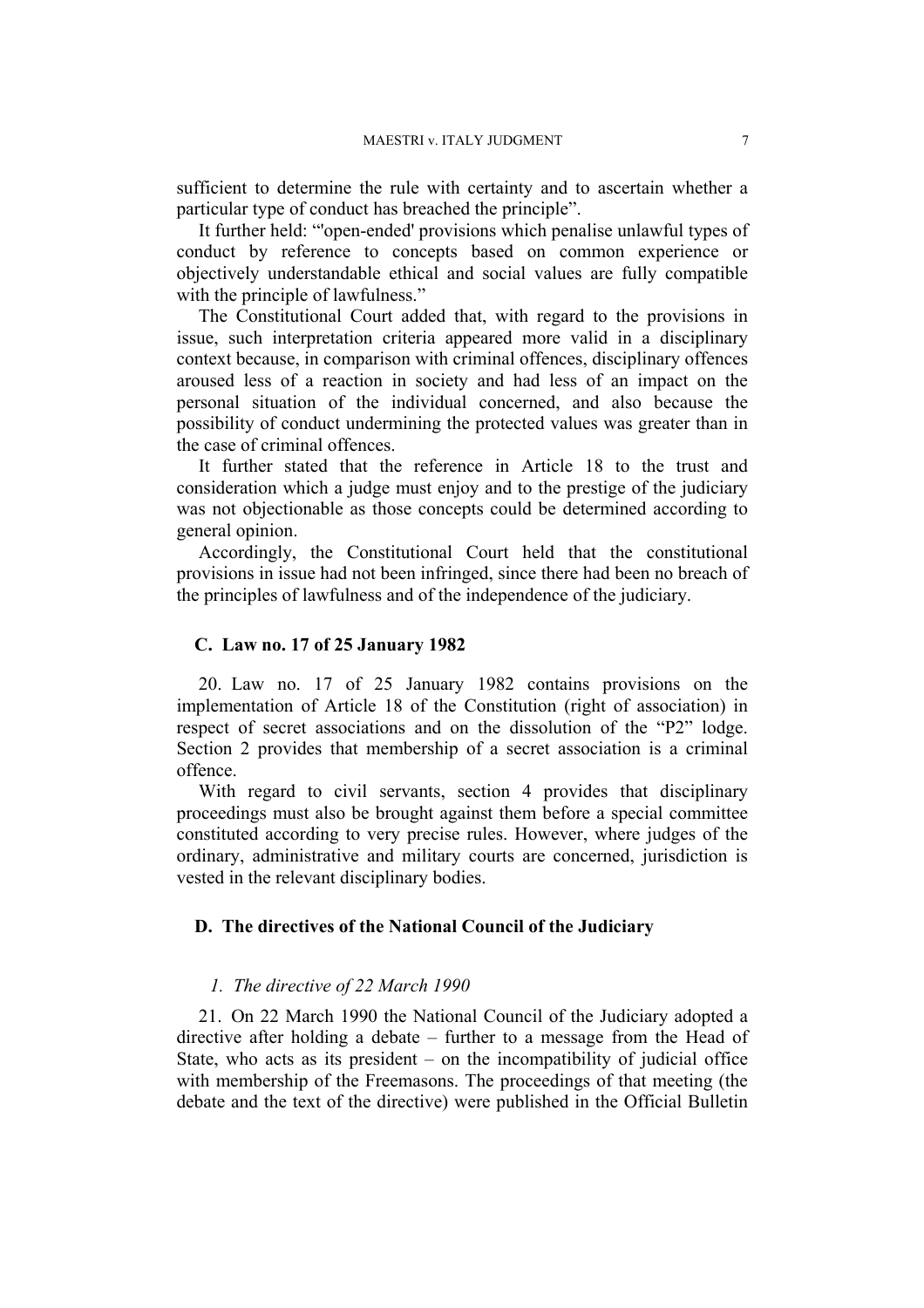sufficient to determine the rule with certainty and to ascertain whether a particular type of conduct has breached the principle".

It further held: "'open-ended' provisions which penalise unlawful types of conduct by reference to concepts based on common experience or objectively understandable ethical and social values are fully compatible with the principle of lawfulness."

The Constitutional Court added that, with regard to the provisions in issue, such interpretation criteria appeared more valid in a disciplinary context because, in comparison with criminal offences, disciplinary offences aroused less of a reaction in society and had less of an impact on the personal situation of the individual concerned, and also because the possibility of conduct undermining the protected values was greater than in the case of criminal offences.

It further stated that the reference in Article 18 to the trust and consideration which a judge must enjoy and to the prestige of the judiciary was not objectionable as those concepts could be determined according to general opinion.

Accordingly, the Constitutional Court held that the constitutional provisions in issue had not been infringed, since there had been no breach of the principles of lawfulness and of the independence of the judiciary.

### C. Law no. 17 of 25 January 1982

20. Law no. 17 of 25 January 1982 contains provisions on the implementation of Article 18 of the Constitution (right of association) in respect of secret associations and on the dissolution of the "P2" lodge. Section 2 provides that membership of a secret association is a criminal offence.

With regard to civil servants, section 4 provides that disciplinary proceedings must also be brought against them before a special committee constituted according to very precise rules. However, where judges of the ordinary, administrative and military courts are concerned, jurisdiction is vested in the relevant disciplinary bodies.

### D. The directives of the National Council of the Judiciary

#### *1. The directive of 22 March 1990*

21. On 22 March 1990 the National Council of the Judiciary adopted a directive after holding a debate – further to a message from the Head of State, who acts as its president – on the incompatibility of judicial office with membership of the Freemasons. The proceedings of that meeting (the debate and the text of the directive) were published in the Official Bulletin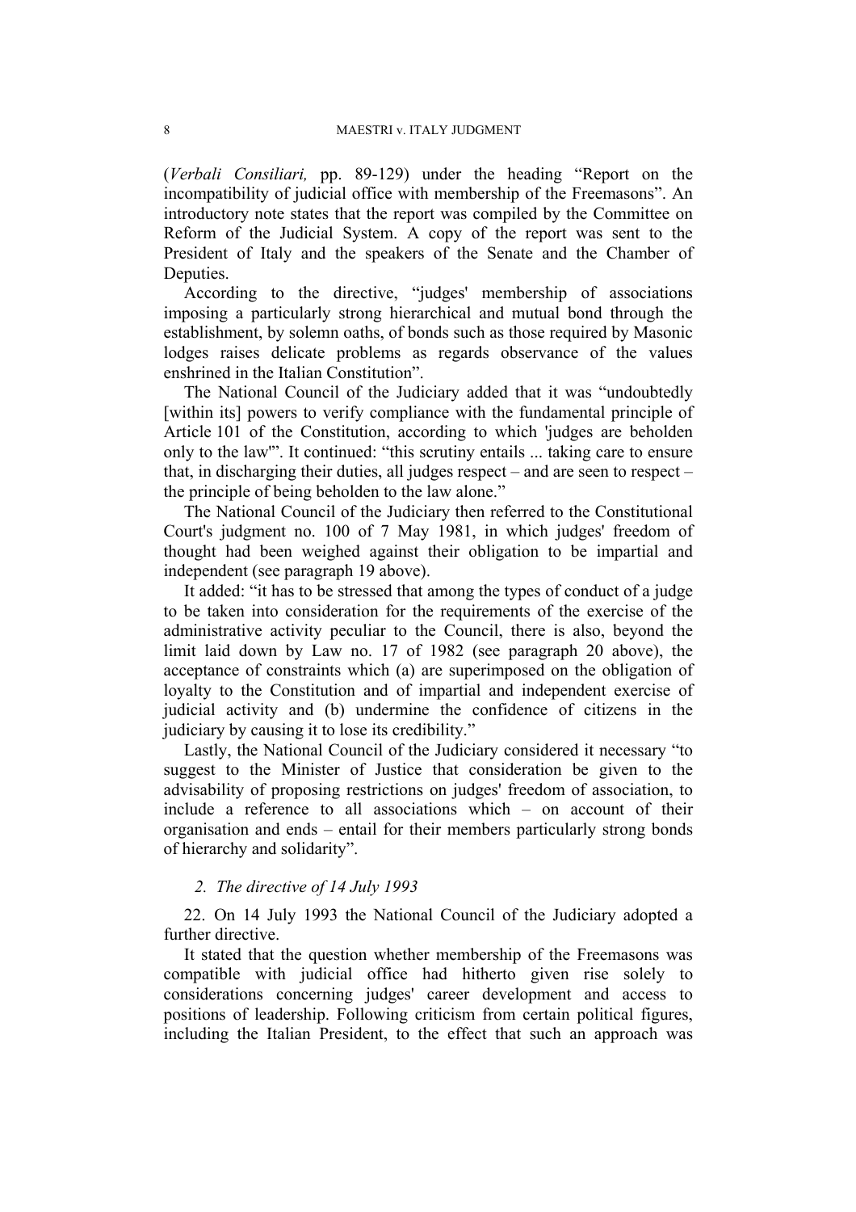(*Verbali Consiliari,* pp. 89-129) under the heading "Report on the incompatibility of judicial office with membership of the Freemasons". An introductory note states that the report was compiled by the Committee on Reform of the Judicial System. A copy of the report was sent to the President of Italy and the speakers of the Senate and the Chamber of Deputies.

According to the directive, "judges' membership of associations imposing a particularly strong hierarchical and mutual bond through the establishment, by solemn oaths, of bonds such as those required by Masonic lodges raises delicate problems as regards observance of the values enshrined in the Italian Constitution".

The National Council of the Judiciary added that it was "undoubtedly [within its] powers to verify compliance with the fundamental principle of Article 101 of the Constitution, according to which 'judges are beholden only to the law'". It continued: "this scrutiny entails ... taking care to ensure that, in discharging their duties, all judges respect – and are seen to respect – the principle of being beholden to the law alone."

The National Council of the Judiciary then referred to the Constitutional Court's judgment no. 100 of 7 May 1981, in which judges' freedom of thought had been weighed against their obligation to be impartial and independent (see paragraph 19 above).

It added: "it has to be stressed that among the types of conduct of a judge to be taken into consideration for the requirements of the exercise of the administrative activity peculiar to the Council, there is also, beyond the limit laid down by Law no. 17 of 1982 (see paragraph 20 above), the acceptance of constraints which (a) are superimposed on the obligation of loyalty to the Constitution and of impartial and independent exercise of judicial activity and (b) undermine the confidence of citizens in the judiciary by causing it to lose its credibility."

Lastly, the National Council of the Judiciary considered it necessary "to suggest to the Minister of Justice that consideration be given to the advisability of proposing restrictions on judges' freedom of association, to include a reference to all associations which – on account of their organisation and ends – entail for their members particularly strong bonds of hierarchy and solidarity".

### *2. The directive of 14 July 1993*

22. On 14 July 1993 the National Council of the Judiciary adopted a further directive.

It stated that the question whether membership of the Freemasons was compatible with judicial office had hitherto given rise solely to considerations concerning judges' career development and access to positions of leadership. Following criticism from certain political figures, including the Italian President, to the effect that such an approach was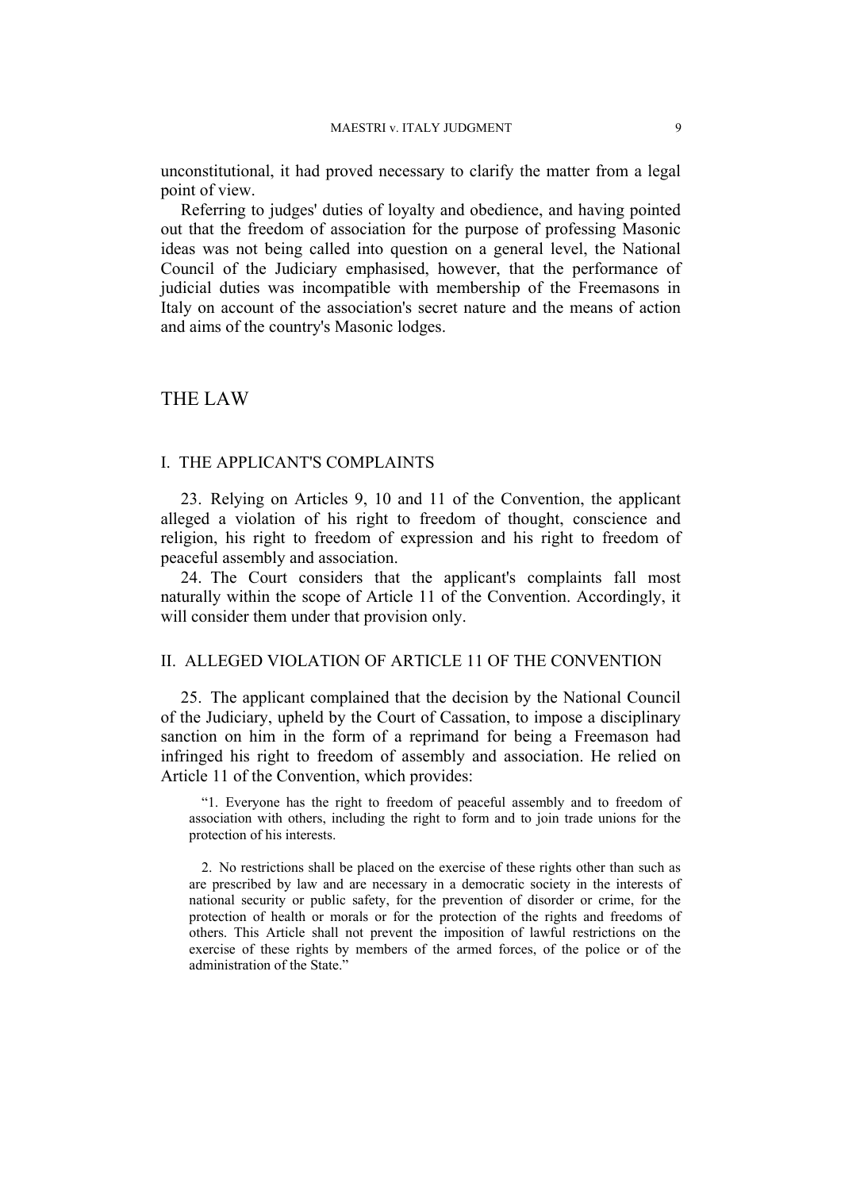unconstitutional, it had proved necessary to clarify the matter from a legal point of view.

Referring to judges' duties of loyalty and obedience, and having pointed out that the freedom of association for the purpose of professing Masonic ideas was not being called into question on a general level, the National Council of the Judiciary emphasised, however, that the performance of judicial duties was incompatible with membership of the Freemasons in Italy on account of the association's secret nature and the means of action and aims of the country's Masonic lodges.

# THE LAW

## I. THE APPLICANT'S COMPLAINTS

23. Relying on Articles 9, 10 and 11 of the Convention, the applicant alleged a violation of his right to freedom of thought, conscience and religion, his right to freedom of expression and his right to freedom of peaceful assembly and association.

24. The Court considers that the applicant's complaints fall most naturally within the scope of Article 11 of the Convention. Accordingly, it will consider them under that provision only.

## II. ALLEGED VIOLATION OF ARTICLE 11 OF THE CONVENTION

25. The applicant complained that the decision by the National Council of the Judiciary, upheld by the Court of Cassation, to impose a disciplinary sanction on him in the form of a reprimand for being a Freemason had infringed his right to freedom of assembly and association. He relied on Article 11 of the Convention, which provides:

> "1. Everyone has the right to freedom of peaceful assembly and to freedom of association with others, including the right to form and to join trade unions for the protection of his interests.
>
> 2. No restrictions shall be placed on the exercise of these rights other than such as are prescribed by law and are necessary in a democratic society in the interests of national security or public safety, for the prevention of disorder or crime, for the protection of health or morals or for the protection of the rights and freedoms of others. This Article shall not prevent the imposition of lawful restrictions on the exercise of these rights by members of the armed forces, of the police or of the administration of the State."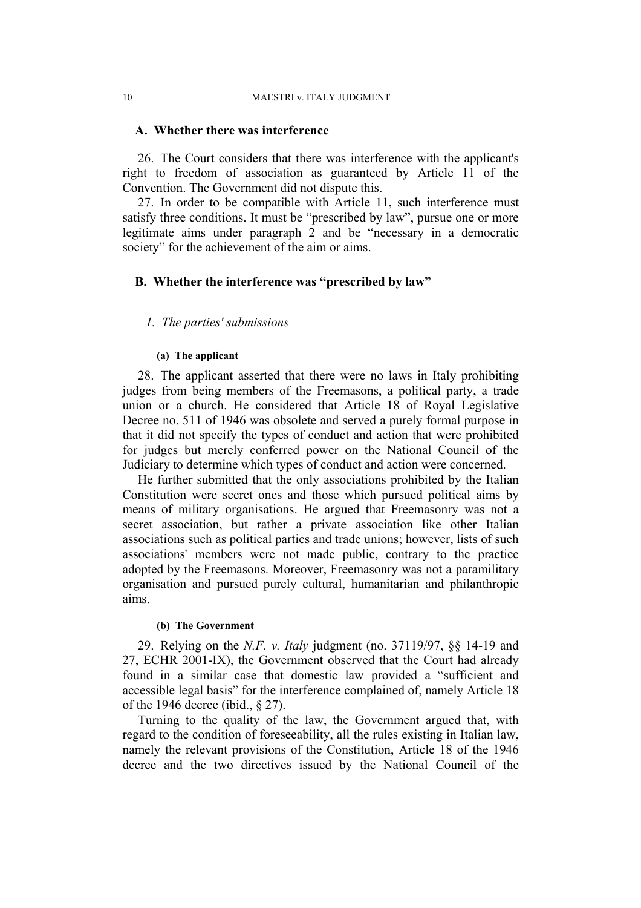## A. Whether there was interference

26. The Court considers that there was interference with the applicant's right to freedom of association as guaranteed by Article 11 of the Convention. The Government did not dispute this.

27. In order to be compatible with Article 11, such interference must satisfy three conditions. It must be "prescribed by law", pursue one or more legitimate aims under paragraph 2 and be "necessary in a democratic society" for the achievement of the aim or aims.

## B. Whether the interference was "prescribed by law"

### *1. The parties' submissions*

#### (a) The applicant

28. The applicant asserted that there were no laws in Italy prohibiting judges from being members of the Freemasons, a political party, a trade union or a church. He considered that Article 18 of Royal Legislative Decree no. 511 of 1946 was obsolete and served a purely formal purpose in that it did not specify the types of conduct and action that were prohibited for judges but merely conferred power on the National Council of the Judiciary to determine which types of conduct and action were concerned.

He further submitted that the only associations prohibited by the Italian Constitution were secret ones and those which pursued political aims by means of military organisations. He argued that Freemasonry was not a secret association, but rather a private association like other Italian associations such as political parties and trade unions; however, lists of such associations' members were not made public, contrary to the practice adopted by the Freemasons. Moreover, Freemasonry was not a paramilitary organisation and pursued purely cultural, humanitarian and philanthropic aims.

#### (b) The Government

29. Relying on the *N.F. v. Italy* judgment (no. 37119/97, §§ 14-19 and 27, ECHR 2001-IX), the Government observed that the Court had already found in a similar case that domestic law provided a "sufficient and accessible legal basis" for the interference complained of, namely Article 18 of the 1946 decree (ibid., § 27).

Turning to the quality of the law, the Government argued that, with regard to the condition of foreseeability, all the rules existing in Italian law, namely the relevant provisions of the Constitution, Article 18 of the 1946 decree and the two directives issued by the National Council of the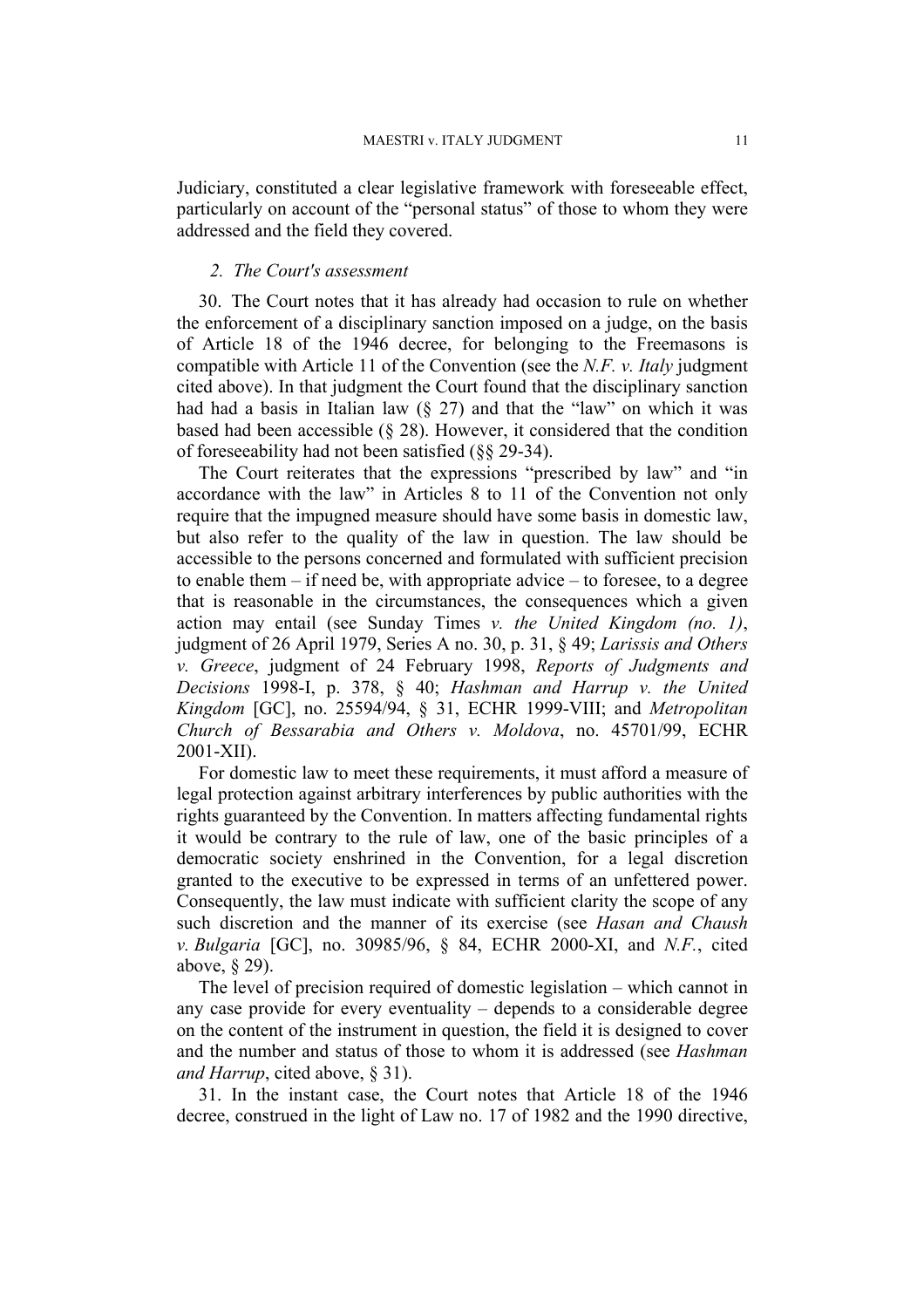Judiciary, constituted a clear legislative framework with foreseeable effect, particularly on account of the "personal status" of those to whom they were addressed and the field they covered.

### *2. The Court's assessment*

30. The Court notes that it has already had occasion to rule on whether the enforcement of a disciplinary sanction imposed on a judge, on the basis of Article 18 of the 1946 decree, for belonging to the Freemasons is compatible with Article 11 of the Convention (see the *N.F. v. Italy* judgment cited above). In that judgment the Court found that the disciplinary sanction had had a basis in Italian law (§ 27) and that the "law" on which it was based had been accessible (§ 28). However, it considered that the condition of foreseeability had not been satisfied (§§ 29-34).

The Court reiterates that the expressions "prescribed by law" and "in accordance with the law" in Articles 8 to 11 of the Convention not only require that the impugned measure should have some basis in domestic law, but also refer to the quality of the law in question. The law should be accessible to the persons concerned and formulated with sufficient precision to enable them – if need be, with appropriate advice – to foresee, to a degree that is reasonable in the circumstances, the consequences which a given action may entail (see Sunday Times *v. the United Kingdom (no. 1)*, judgment of 26 April 1979, Series A no. 30, p. 31, § 49; *Larissis and Others v. Greece*, judgment of 24 February 1998, *Reports of Judgments and Decisions* 1998-I, p. 378, § 40; *Hashman and Harrup v. the United Kingdom* [GC], no. 25594/94, § 31, ECHR 1999-VIII; and *Metropolitan Church of Bessarabia and Others v. Moldova*, no. 45701/99, ECHR 2001-XII).

For domestic law to meet these requirements, it must afford a measure of legal protection against arbitrary interferences by public authorities with the rights guaranteed by the Convention. In matters affecting fundamental rights it would be contrary to the rule of law, one of the basic principles of a democratic society enshrined in the Convention, for a legal discretion granted to the executive to be expressed in terms of an unfettered power. Consequently, the law must indicate with sufficient clarity the scope of any such discretion and the manner of its exercise (see *Hasan and Chaush v. Bulgaria* [GC], no. 30985/96, § 84, ECHR 2000-XI, and *N.F.*, cited above, § 29).

The level of precision required of domestic legislation – which cannot in any case provide for every eventuality – depends to a considerable degree on the content of the instrument in question, the field it is designed to cover and the number and status of those to whom it is addressed (see *Hashman and Harrup*, cited above, § 31).

31. In the instant case, the Court notes that Article 18 of the 1946 decree, construed in the light of Law no. 17 of 1982 and the 1990 directive,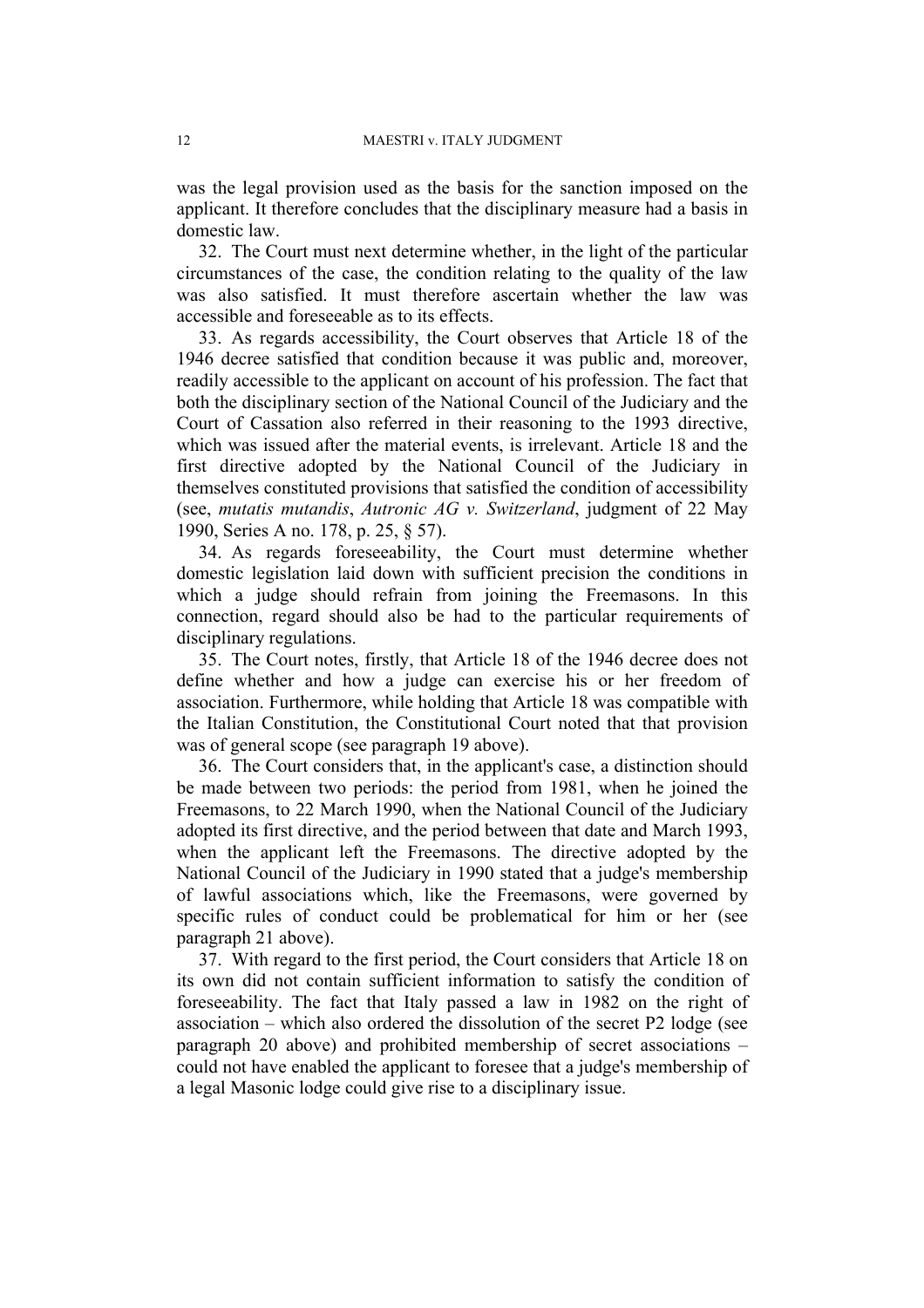was the legal provision used as the basis for the sanction imposed on the applicant. It therefore concludes that the disciplinary measure had a basis in domestic law.

32. The Court must next determine whether, in the light of the particular circumstances of the case, the condition relating to the quality of the law was also satisfied. It must therefore ascertain whether the law was accessible and foreseeable as to its effects.

33. As regards accessibility, the Court observes that Article 18 of the 1946 decree satisfied that condition because it was public and, moreover, readily accessible to the applicant on account of his profession. The fact that both the disciplinary section of the National Council of the Judiciary and the Court of Cassation also referred in their reasoning to the 1993 directive, which was issued after the material events, is irrelevant. Article 18 and the first directive adopted by the National Council of the Judiciary in themselves constituted provisions that satisfied the condition of accessibility (see, *mutatis mutandis*, *Autronic AG v. Switzerland*, judgment of 22 May 1990, Series A no. 178, p. 25, § 57).

34. As regards foreseeability, the Court must determine whether domestic legislation laid down with sufficient precision the conditions in which a judge should refrain from joining the Freemasons. In this connection, regard should also be had to the particular requirements of disciplinary regulations.

35. The Court notes, firstly, that Article 18 of the 1946 decree does not define whether and how a judge can exercise his or her freedom of association. Furthermore, while holding that Article 18 was compatible with the Italian Constitution, the Constitutional Court noted that that provision was of general scope (see paragraph 19 above).

36. The Court considers that, in the applicant's case, a distinction should be made between two periods: the period from 1981, when he joined the Freemasons, to 22 March 1990, when the National Council of the Judiciary adopted its first directive, and the period between that date and March 1993, when the applicant left the Freemasons. The directive adopted by the National Council of the Judiciary in 1990 stated that a judge's membership of lawful associations which, like the Freemasons, were governed by specific rules of conduct could be problematical for him or her (see paragraph 21 above).

37. With regard to the first period, the Court considers that Article 18 on its own did not contain sufficient information to satisfy the condition of foreseeability. The fact that Italy passed a law in 1982 on the right of association – which also ordered the dissolution of the secret P2 lodge (see paragraph 20 above) and prohibited membership of secret associations – could not have enabled the applicant to foresee that a judge's membership of a legal Masonic lodge could give rise to a disciplinary issue.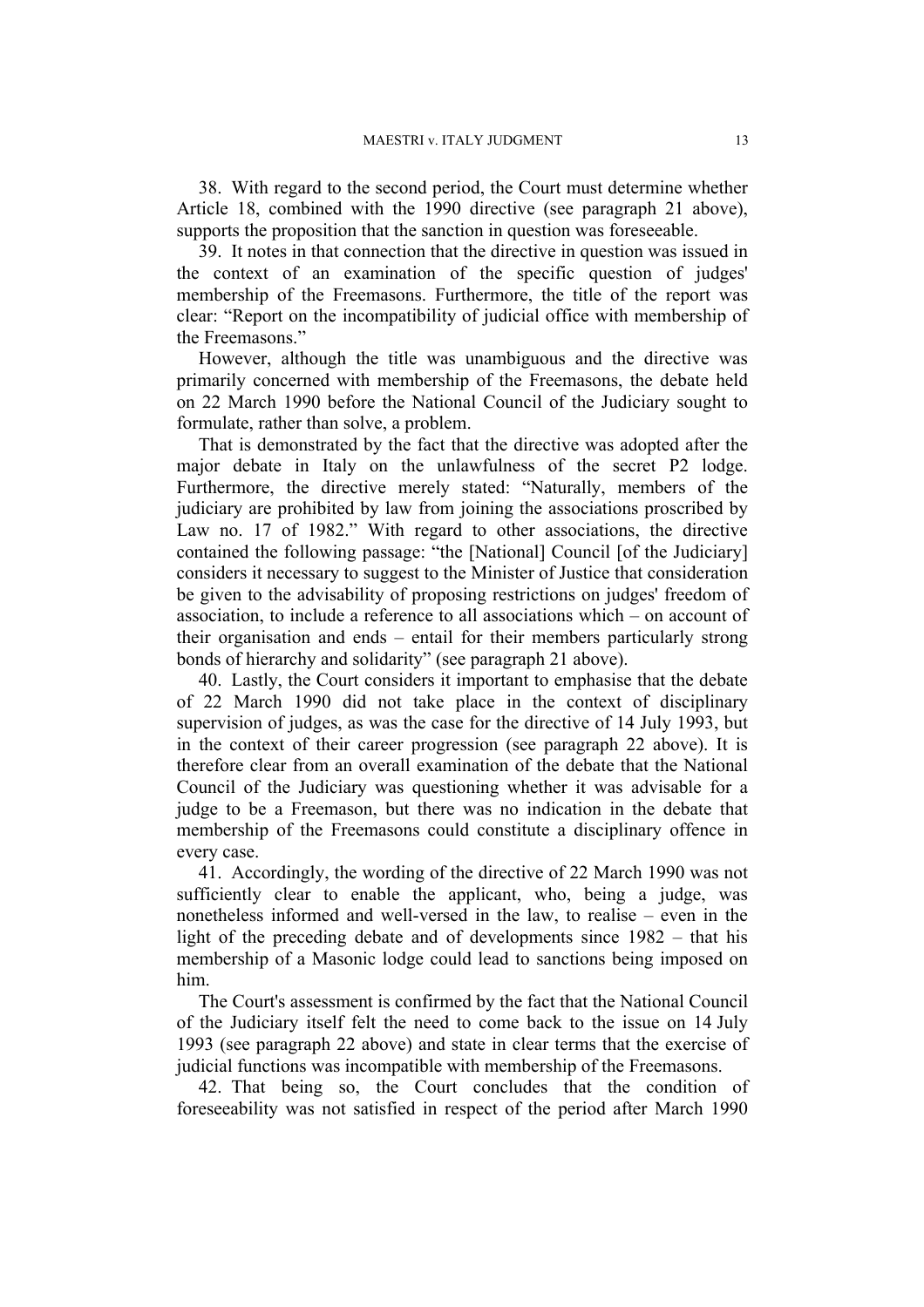38. With regard to the second period, the Court must determine whether Article 18, combined with the 1990 directive (see paragraph 21 above), supports the proposition that the sanction in question was foreseeable.

39. It notes in that connection that the directive in question was issued in the context of an examination of the specific question of judges' membership of the Freemasons. Furthermore, the title of the report was clear: "Report on the incompatibility of judicial office with membership of the Freemasons."

However, although the title was unambiguous and the directive was primarily concerned with membership of the Freemasons, the debate held on 22 March 1990 before the National Council of the Judiciary sought to formulate, rather than solve, a problem.

That is demonstrated by the fact that the directive was adopted after the major debate in Italy on the unlawfulness of the secret P2 lodge. Furthermore, the directive merely stated: "Naturally, members of the judiciary are prohibited by law from joining the associations proscribed by Law no. 17 of 1982." With regard to other associations, the directive contained the following passage: "the [National] Council [of the Judiciary] considers it necessary to suggest to the Minister of Justice that consideration be given to the advisability of proposing restrictions on judges' freedom of association, to include a reference to all associations which – on account of their organisation and ends – entail for their members particularly strong bonds of hierarchy and solidarity" (see paragraph 21 above).

40. Lastly, the Court considers it important to emphasise that the debate of 22 March 1990 did not take place in the context of disciplinary supervision of judges, as was the case for the directive of 14 July 1993, but in the context of their career progression (see paragraph 22 above). It is therefore clear from an overall examination of the debate that the National Council of the Judiciary was questioning whether it was advisable for a judge to be a Freemason, but there was no indication in the debate that membership of the Freemasons could constitute a disciplinary offence in every case.

41. Accordingly, the wording of the directive of 22 March 1990 was not sufficiently clear to enable the applicant, who, being a judge, was nonetheless informed and well-versed in the law, to realise – even in the light of the preceding debate and of developments since 1982 – that his membership of a Masonic lodge could lead to sanctions being imposed on him.

The Court's assessment is confirmed by the fact that the National Council of the Judiciary itself felt the need to come back to the issue on 14 July 1993 (see paragraph 22 above) and state in clear terms that the exercise of judicial functions was incompatible with membership of the Freemasons.

42. That being so, the Court concludes that the condition of foreseeability was not satisfied in respect of the period after March 1990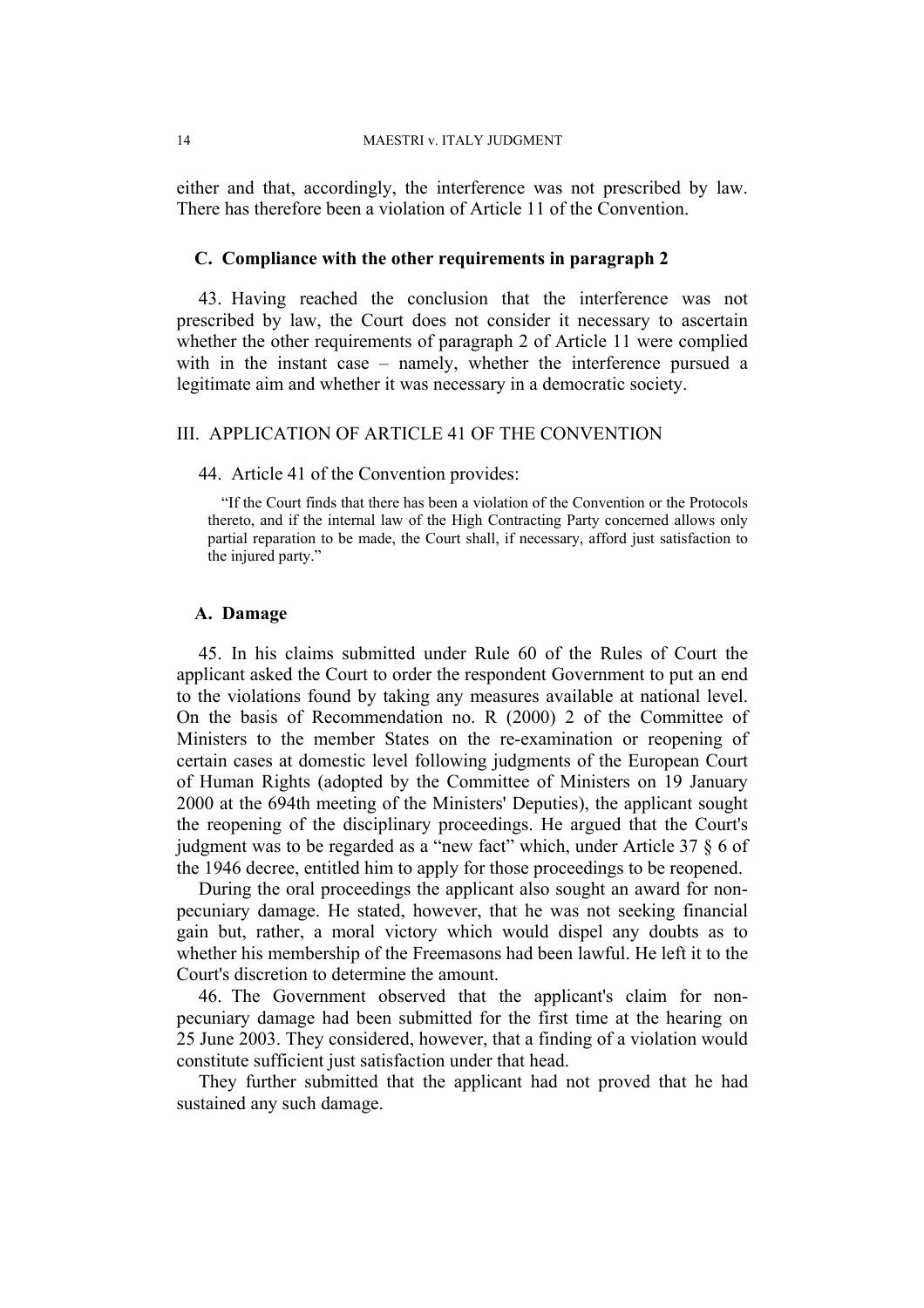either and that, accordingly, the interference was not prescribed by law. There has therefore been a violation of Article 11 of the Convention.

### C. Compliance with the other requirements in paragraph 2

43. Having reached the conclusion that the interference was not prescribed by law, the Court does not consider it necessary to ascertain whether the other requirements of paragraph 2 of Article 11 were complied with in the instant case – namely, whether the interference pursued a legitimate aim and whether it was necessary in a democratic society.

## III. APPLICATION OF ARTICLE 41 OF THE CONVENTION

44. Article 41 of the Convention provides:

> "If the Court finds that there has been a violation of the Convention or the Protocols thereto, and if the internal law of the High Contracting Party concerned allows only partial reparation to be made, the Court shall, if necessary, afford just satisfaction to the injured party."

### A. Damage

45. In his claims submitted under Rule 60 of the Rules of Court the applicant asked the Court to order the respondent Government to put an end to the violations found by taking any measures available at national level. On the basis of Recommendation no. R (2000) 2 of the Committee of Ministers to the member States on the re-examination or reopening of certain cases at domestic level following judgments of the European Court of Human Rights (adopted by the Committee of Ministers on 19 January 2000 at the 694th meeting of the Ministers' Deputies), the applicant sought the reopening of the disciplinary proceedings. He argued that the Court's judgment was to be regarded as a "new fact" which, under Article 37 § 6 of the 1946 decree, entitled him to apply for those proceedings to be reopened.

During the oral proceedings the applicant also sought an award for non-pecuniary damage. He stated, however, that he was not seeking financial gain but, rather, a moral victory which would dispel any doubts as to whether his membership of the Freemasons had been lawful. He left it to the Court's discretion to determine the amount.

46. The Government observed that the applicant's claim for non-pecuniary damage had been submitted for the first time at the hearing on 25 June 2003. They considered, however, that a finding of a violation would constitute sufficient just satisfaction under that head.

They further submitted that the applicant had not proved that he had sustained any such damage.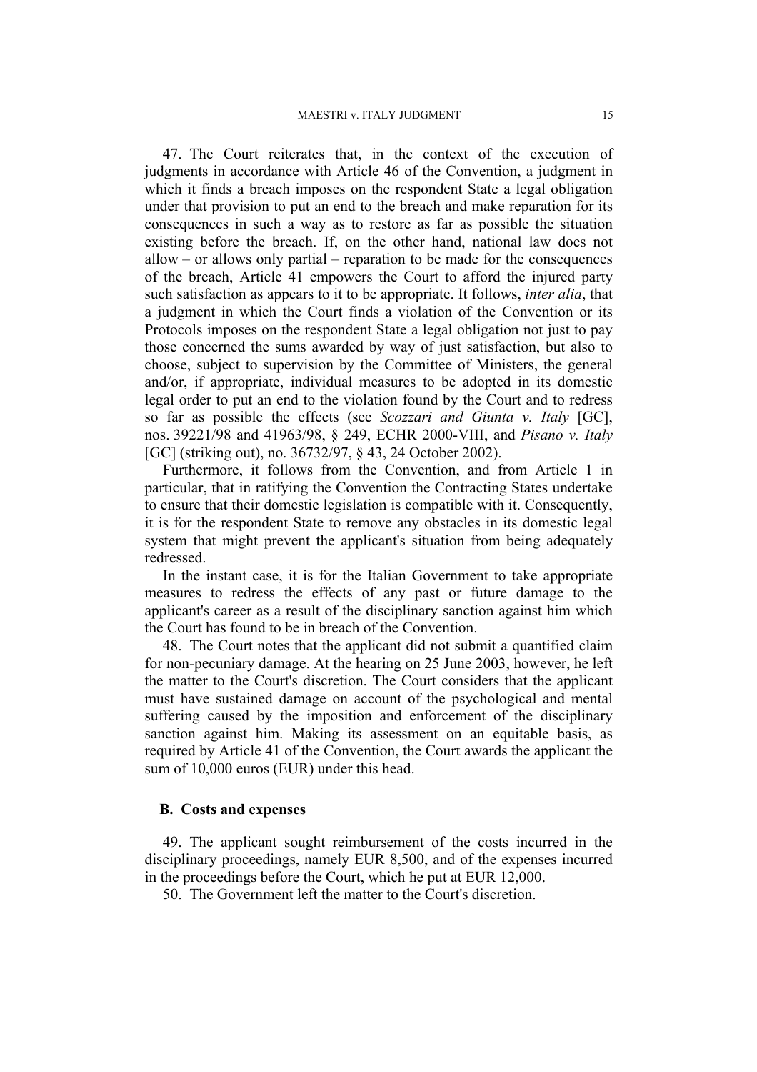47. The Court reiterates that, in the context of the execution of judgments in accordance with Article 46 of the Convention, a judgment in which it finds a breach imposes on the respondent State a legal obligation under that provision to put an end to the breach and make reparation for its consequences in such a way as to restore as far as possible the situation existing before the breach. If, on the other hand, national law does not allow – or allows only partial – reparation to be made for the consequences of the breach, Article 41 empowers the Court to afford the injured party such satisfaction as appears to it to be appropriate. It follows, *inter alia*, that a judgment in which the Court finds a violation of the Convention or its Protocols imposes on the respondent State a legal obligation not just to pay those concerned the sums awarded by way of just satisfaction, but also to choose, subject to supervision by the Committee of Ministers, the general and/or, if appropriate, individual measures to be adopted in its domestic legal order to put an end to the violation found by the Court and to redress so far as possible the effects (see *Scozzari and Giunta v. Italy* [GC], nos. 39221/98 and 41963/98, § 249, ECHR 2000-VIII, and *Pisano v. Italy* [GC] (striking out), no. 36732/97, § 43, 24 October 2002).

Furthermore, it follows from the Convention, and from Article 1 in particular, that in ratifying the Convention the Contracting States undertake to ensure that their domestic legislation is compatible with it. Consequently, it is for the respondent State to remove any obstacles in its domestic legal system that might prevent the applicant's situation from being adequately redressed.

In the instant case, it is for the Italian Government to take appropriate measures to redress the effects of any past or future damage to the applicant's career as a result of the disciplinary sanction against him which the Court has found to be in breach of the Convention.

48. The Court notes that the applicant did not submit a quantified claim for non-pecuniary damage. At the hearing on 25 June 2003, however, he left the matter to the Court's discretion. The Court considers that the applicant must have sustained damage on account of the psychological and mental suffering caused by the imposition and enforcement of the disciplinary sanction against him. Making its assessment on an equitable basis, as required by Article 41 of the Convention, the Court awards the applicant the sum of 10,000 euros (EUR) under this head.

### B. Costs and expenses

49. The applicant sought reimbursement of the costs incurred in the disciplinary proceedings, namely EUR 8,500, and of the expenses incurred in the proceedings before the Court, which he put at EUR 12,000.

50. The Government left the matter to the Court's discretion.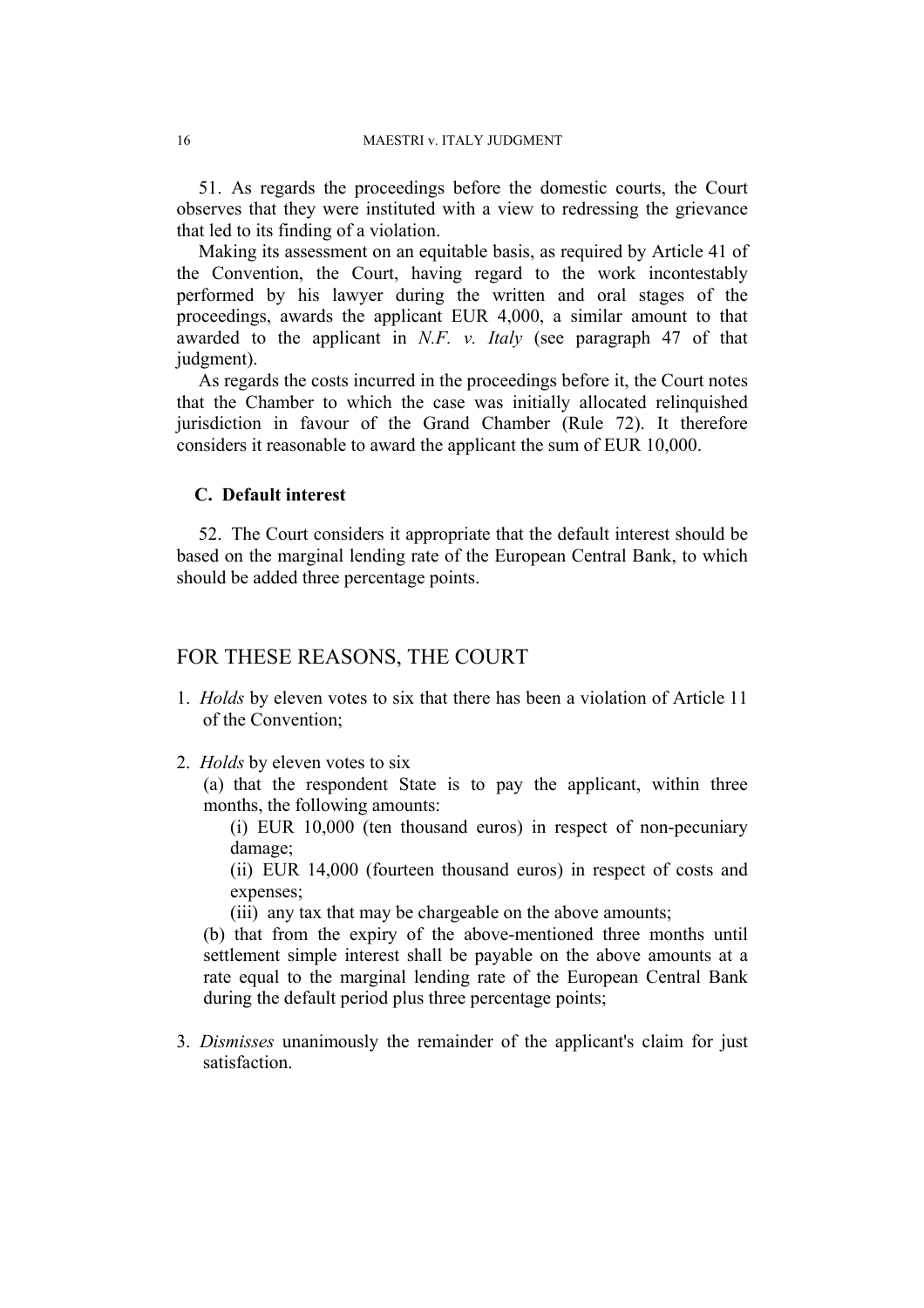51. As regards the proceedings before the domestic courts, the Court observes that they were instituted with a view to redressing the grievance that led to its finding of a violation.

Making its assessment on an equitable basis, as required by Article 41 of the Convention, the Court, having regard to the work incontestably performed by his lawyer during the written and oral stages of the proceedings, awards the applicant EUR 4,000, a similar amount to that awarded to the applicant in *N.F. v. Italy* (see paragraph 47 of that judgment).

As regards the costs incurred in the proceedings before it, the Court notes that the Chamber to which the case was initially allocated relinquished jurisdiction in favour of the Grand Chamber (Rule 72). It therefore considers it reasonable to award the applicant the sum of EUR 10,000.

### C. Default interest

52. The Court considers it appropriate that the default interest should be based on the marginal lending rate of the European Central Bank, to which should be added three percentage points.

## FOR THESE REASONS, THE COURT

1. *Holds* by eleven votes to six that there has been a violation of Article 11 of the Convention;

2. *Holds* by eleven votes to six
   (a) that the respondent State is to pay the applicant, within three months, the following amounts:
      (i) EUR 10,000 (ten thousand euros) in respect of non-pecuniary damage;
      (ii) EUR 14,000 (fourteen thousand euros) in respect of costs and expenses;
      (iii) any tax that may be chargeable on the above amounts;
   (b) that from the expiry of the above-mentioned three months until settlement simple interest shall be payable on the above amounts at a rate equal to the marginal lending rate of the European Central Bank during the default period plus three percentage points;

3. *Dismisses* unanimously the remainder of the applicant's claim for just satisfaction.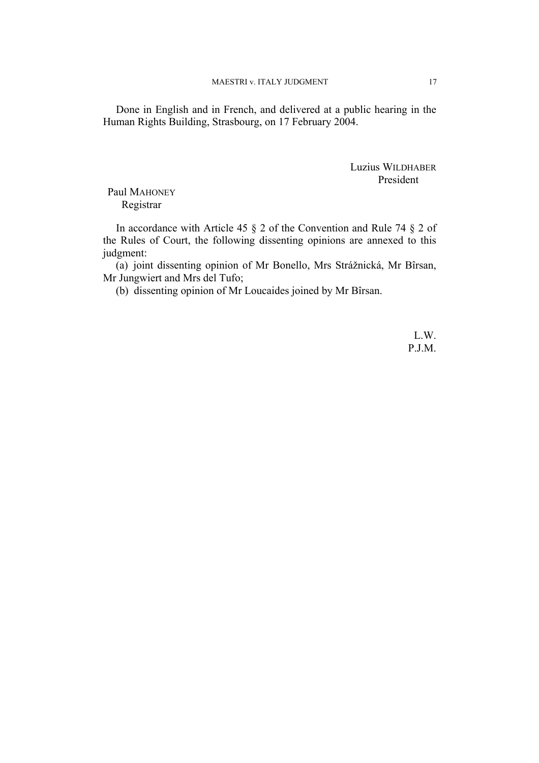Done in English and in French, and delivered at a public hearing in the Human Rights Building, Strasbourg, on 17 February 2004.

Luzius WILDHABER
President

Paul MAHONEY
Registrar

In accordance with Article 45 § 2 of the Convention and Rule 74 § 2 of the Rules of Court, the following dissenting opinions are annexed to this judgment:

(a) joint dissenting opinion of Mr Bonello, Mrs Strážnická, Mr Bîrsan, Mr Jungwiert and Mrs del Tufo;

(b) dissenting opinion of Mr Loucaides joined by Mr Bîrsan.

L.W.
P.J.M.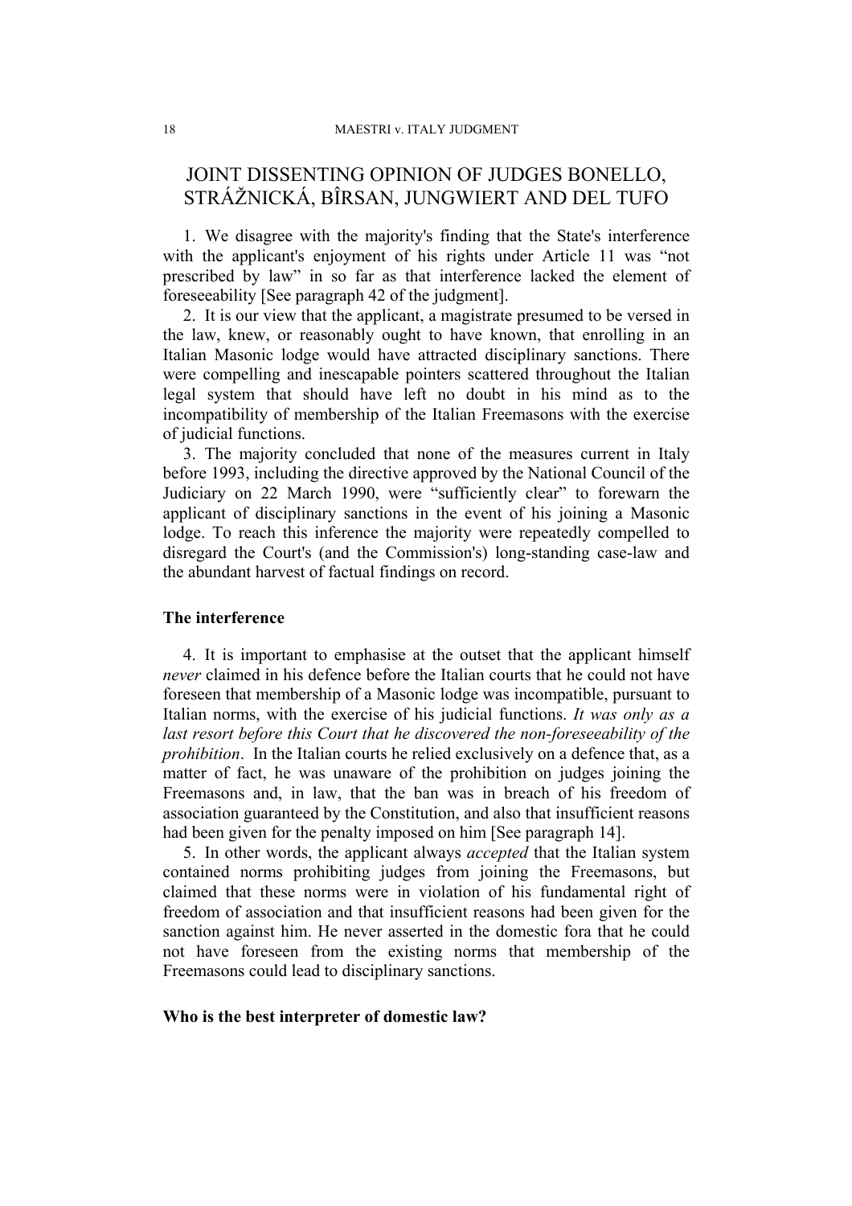# JOINT DISSENTING OPINION OF JUDGES BONELLO, STRÁŽNICKÁ, BÎRSAN, JUNGWIERT AND DEL TUFO

1. We disagree with the majority's finding that the State's interference with the applicant's enjoyment of his rights under Article 11 was "not prescribed by law" in so far as that interference lacked the element of foreseeability [See paragraph 42 of the judgment].

2. It is our view that the applicant, a magistrate presumed to be versed in the law, knew, or reasonably ought to have known, that enrolling in an Italian Masonic lodge would have attracted disciplinary sanctions. There were compelling and inescapable pointers scattered throughout the Italian legal system that should have left no doubt in his mind as to the incompatibility of membership of the Italian Freemasons with the exercise of judicial functions.

3. The majority concluded that none of the measures current in Italy before 1993, including the directive approved by the National Council of the Judiciary on 22 March 1990, were "sufficiently clear" to forewarn the applicant of disciplinary sanctions in the event of his joining a Masonic lodge. To reach this inference the majority were repeatedly compelled to disregard the Court's (and the Commission's) long-standing case-law and the abundant harvest of factual findings on record.

### The interference

4. It is important to emphasise at the outset that the applicant himself *never* claimed in his defence before the Italian courts that he could not have foreseen that membership of a Masonic lodge was incompatible, pursuant to Italian norms, with the exercise of his judicial functions. *It was only as a last resort before this Court that he discovered the non-foreseeability of the prohibition*. In the Italian courts he relied exclusively on a defence that, as a matter of fact, he was unaware of the prohibition on judges joining the Freemasons and, in law, that the ban was in breach of his freedom of association guaranteed by the Constitution, and also that insufficient reasons had been given for the penalty imposed on him [See paragraph 14].

5. In other words, the applicant always *accepted* that the Italian system contained norms prohibiting judges from joining the Freemasons, but claimed that these norms were in violation of his fundamental right of freedom of association and that insufficient reasons had been given for the sanction against him. He never asserted in the domestic fora that he could not have foreseen from the existing norms that membership of the Freemasons could lead to disciplinary sanctions.

### Who is the best interpreter of domestic law?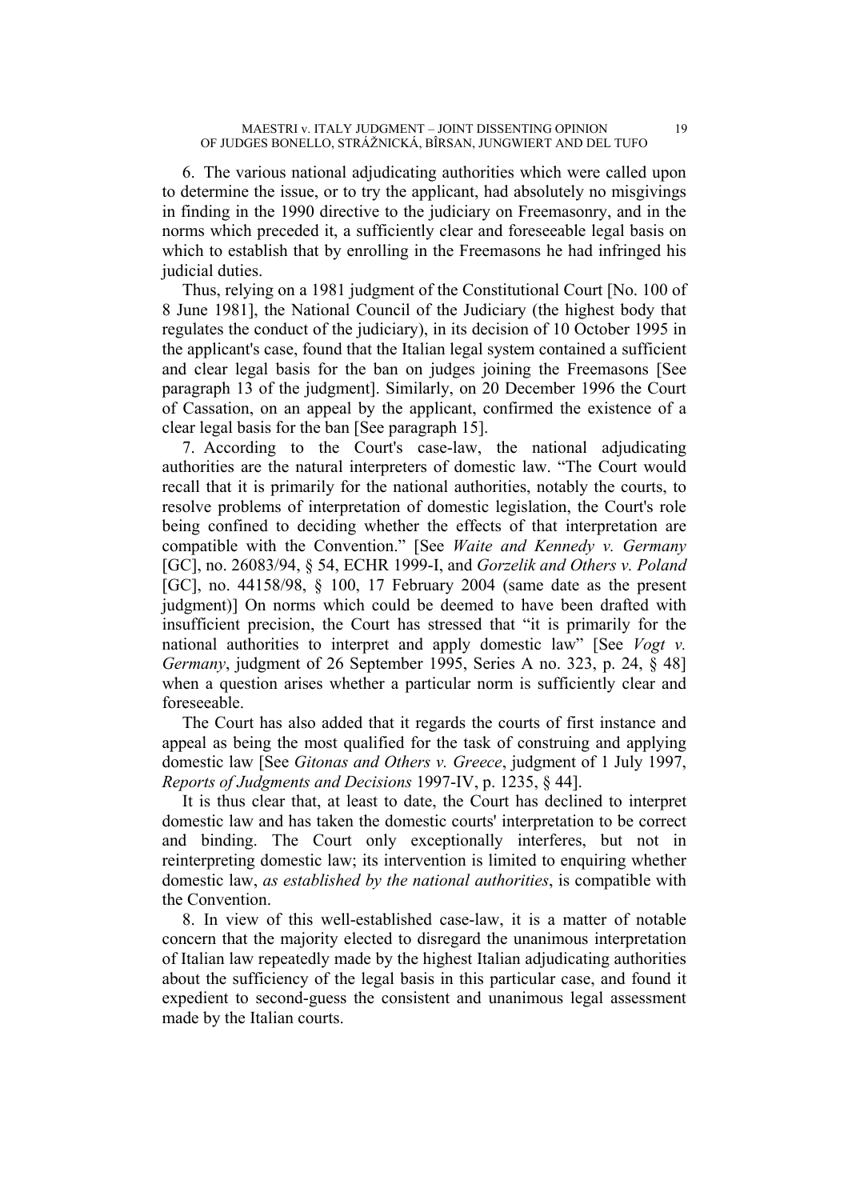6. The various national adjudicating authorities which were called upon to determine the issue, or to try the applicant, had absolutely no misgivings in finding in the 1990 directive to the judiciary on Freemasonry, and in the norms which preceded it, a sufficiently clear and foreseeable legal basis on which to establish that by enrolling in the Freemasons he had infringed his judicial duties.

Thus, relying on a 1981 judgment of the Constitutional Court [No. 100 of 8 June 1981], the National Council of the Judiciary (the highest body that regulates the conduct of the judiciary), in its decision of 10 October 1995 in the applicant's case, found that the Italian legal system contained a sufficient and clear legal basis for the ban on judges joining the Freemasons [See paragraph 13 of the judgment]. Similarly, on 20 December 1996 the Court of Cassation, on an appeal by the applicant, confirmed the existence of a clear legal basis for the ban [See paragraph 15].

7. According to the Court's case-law, the national adjudicating authorities are the natural interpreters of domestic law. "The Court would recall that it is primarily for the national authorities, notably the courts, to resolve problems of interpretation of domestic legislation, the Court's role being confined to deciding whether the effects of that interpretation are compatible with the Convention." [See *Waite and Kennedy v. Germany* [GC], no. 26083/94, § 54, ECHR 1999-I, and *Gorzelik and Others v. Poland* [GC], no. 44158/98, § 100, 17 February 2004 (same date as the present judgment)] On norms which could be deemed to have been drafted with insufficient precision, the Court has stressed that "it is primarily for the national authorities to interpret and apply domestic law" [See *Vogt v. Germany*, judgment of 26 September 1995, Series A no. 323, p. 24, § 48] when a question arises whether a particular norm is sufficiently clear and foreseeable.

The Court has also added that it regards the courts of first instance and appeal as being the most qualified for the task of construing and applying domestic law [See *Gitonas and Others v. Greece*, judgment of 1 July 1997, *Reports of Judgments and Decisions* 1997-IV, p. 1235, § 44].

It is thus clear that, at least to date, the Court has declined to interpret domestic law and has taken the domestic courts' interpretation to be correct and binding. The Court only exceptionally interferes, but not in reinterpreting domestic law; its intervention is limited to enquiring whether domestic law, *as established by the national authorities*, is compatible with the Convention.

8. In view of this well-established case-law, it is a matter of notable concern that the majority elected to disregard the unanimous interpretation of Italian law repeatedly made by the highest Italian adjudicating authorities about the sufficiency of the legal basis in this particular case, and found it expedient to second-guess the consistent and unanimous legal assessment made by the Italian courts.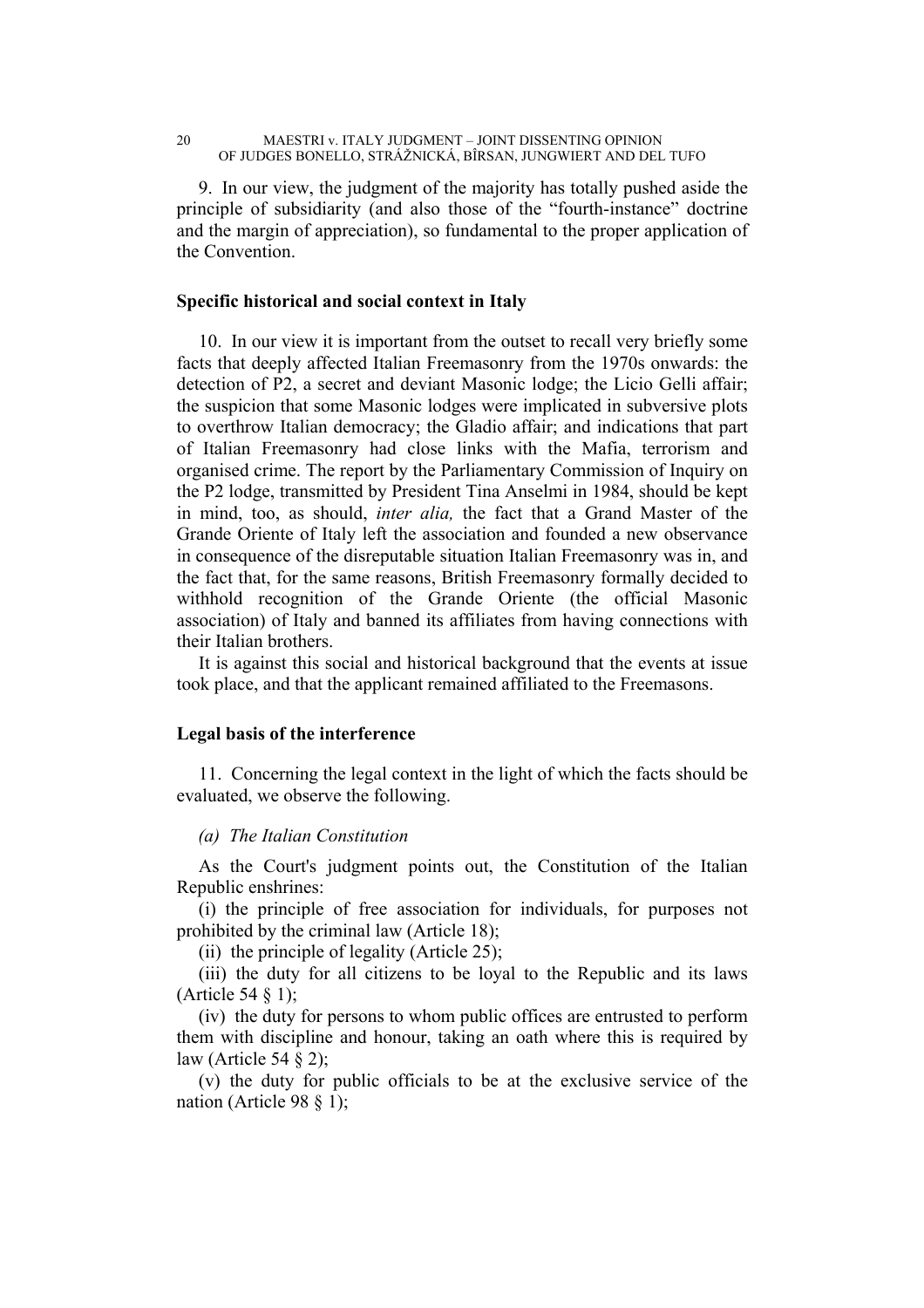9. In our view, the judgment of the majority has totally pushed aside the principle of subsidiarity (and also those of the "fourth-instance" doctrine and the margin of appreciation), so fundamental to the proper application of the Convention.

### Specific historical and social context in Italy

10. In our view it is important from the outset to recall very briefly some facts that deeply affected Italian Freemasonry from the 1970s onwards: the detection of P2, a secret and deviant Masonic lodge; the Licio Gelli affair; the suspicion that some Masonic lodges were implicated in subversive plots to overthrow Italian democracy; the Gladio affair; and indications that part of Italian Freemasonry had close links with the Mafia, terrorism and organised crime. The report by the Parliamentary Commission of Inquiry on the P2 lodge, transmitted by President Tina Anselmi in 1984, should be kept in mind, too, as should, *inter alia,* the fact that a Grand Master of the Grande Oriente of Italy left the association and founded a new observance in consequence of the disreputable situation Italian Freemasonry was in, and the fact that, for the same reasons, British Freemasonry formally decided to withhold recognition of the Grande Oriente (the official Masonic association) of Italy and banned its affiliates from having connections with their Italian brothers.

It is against this social and historical background that the events at issue took place, and that the applicant remained affiliated to the Freemasons.

### Legal basis of the interference

11. Concerning the legal context in the light of which the facts should be evaluated, we observe the following.

*(a) The Italian Constitution*

As the Court's judgment points out, the Constitution of the Italian Republic enshrines:

(i) the principle of free association for individuals, for purposes not prohibited by the criminal law (Article 18);

(ii) the principle of legality (Article 25);

(iii) the duty for all citizens to be loyal to the Republic and its laws (Article 54 § 1);

(iv) the duty for persons to whom public offices are entrusted to perform them with discipline and honour, taking an oath where this is required by law (Article 54 § 2);

(v) the duty for public officials to be at the exclusive service of the nation (Article 98 § 1);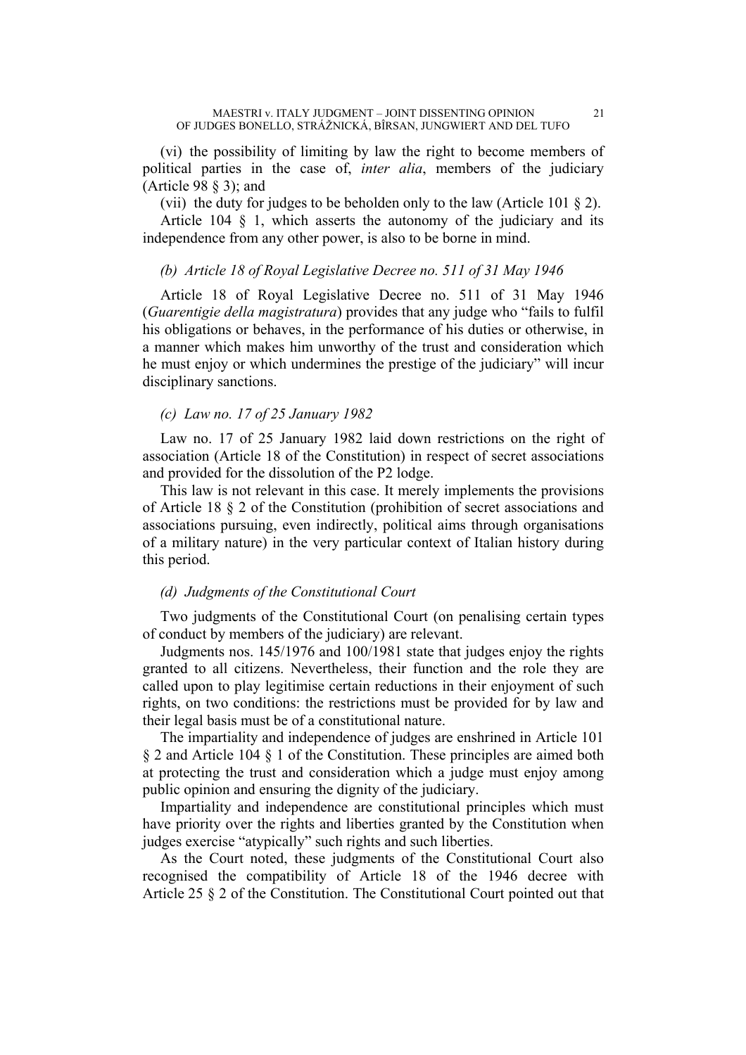(vi) the possibility of limiting by law the right to become members of political parties in the case of, *inter alia*, members of the judiciary (Article 98 § 3); and

(vii) the duty for judges to be beholden only to the law (Article 101 § 2).

Article 104 § 1, which asserts the autonomy of the judiciary and its independence from any other power, is also to be borne in mind.

*(b) Article 18 of Royal Legislative Decree no. 511 of 31 May 1946*

Article 18 of Royal Legislative Decree no. 511 of 31 May 1946 (*Guarentigie della magistratura*) provides that any judge who "fails to fulfil his obligations or behaves, in the performance of his duties or otherwise, in a manner which makes him unworthy of the trust and consideration which he must enjoy or which undermines the prestige of the judiciary" will incur disciplinary sanctions.

*(c) Law no. 17 of 25 January 1982*

Law no. 17 of 25 January 1982 laid down restrictions on the right of association (Article 18 of the Constitution) in respect of secret associations and provided for the dissolution of the P2 lodge.

This law is not relevant in this case. It merely implements the provisions of Article 18 § 2 of the Constitution (prohibition of secret associations and associations pursuing, even indirectly, political aims through organisations of a military nature) in the very particular context of Italian history during this period.

*(d) Judgments of the Constitutional Court*

Two judgments of the Constitutional Court (on penalising certain types of conduct by members of the judiciary) are relevant.

Judgments nos. 145/1976 and 100/1981 state that judges enjoy the rights granted to all citizens. Nevertheless, their function and the role they are called upon to play legitimise certain reductions in their enjoyment of such rights, on two conditions: the restrictions must be provided for by law and their legal basis must be of a constitutional nature.

The impartiality and independence of judges are enshrined in Article 101 § 2 and Article 104 § 1 of the Constitution. These principles are aimed both at protecting the trust and consideration which a judge must enjoy among public opinion and ensuring the dignity of the judiciary.

Impartiality and independence are constitutional principles which must have priority over the rights and liberties granted by the Constitution when judges exercise "atypically" such rights and such liberties.

As the Court noted, these judgments of the Constitutional Court also recognised the compatibility of Article 18 of the 1946 decree with Article 25 § 2 of the Constitution. The Constitutional Court pointed out that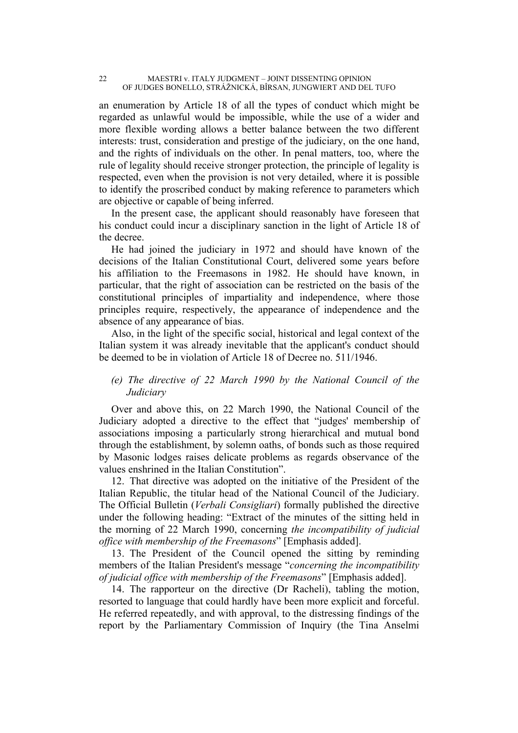an enumeration by Article 18 of all the types of conduct which might be regarded as unlawful would be impossible, while the use of a wider and more flexible wording allows a better balance between the two different interests: trust, consideration and prestige of the judiciary, on the one hand, and the rights of individuals on the other. In penal matters, too, where the rule of legality should receive stronger protection, the principle of legality is respected, even when the provision is not very detailed, where it is possible to identify the proscribed conduct by making reference to parameters which are objective or capable of being inferred.

In the present case, the applicant should reasonably have foreseen that his conduct could incur a disciplinary sanction in the light of Article 18 of the decree.

He had joined the judiciary in 1972 and should have known of the decisions of the Italian Constitutional Court, delivered some years before his affiliation to the Freemasons in 1982. He should have known, in particular, that the right of association can be restricted on the basis of the constitutional principles of impartiality and independence, where those principles require, respectively, the appearance of independence and the absence of any appearance of bias.

Also, in the light of the specific social, historical and legal context of the Italian system it was already inevitable that the applicant's conduct should be deemed to be in violation of Article 18 of Decree no. 511/1946.

*(e) The directive of 22 March 1990 by the National Council of the Judiciary*

Over and above this, on 22 March 1990, the National Council of the Judiciary adopted a directive to the effect that "judges' membership of associations imposing a particularly strong hierarchical and mutual bond through the establishment, by solemn oaths, of bonds such as those required by Masonic lodges raises delicate problems as regards observance of the values enshrined in the Italian Constitution".

12. That directive was adopted on the initiative of the President of the Italian Republic, the titular head of the National Council of the Judiciary. The Official Bulletin (*Verbali Consigliari*) formally published the directive under the following heading: "Extract of the minutes of the sitting held in the morning of 22 March 1990, concerning *the incompatibility of judicial office with membership of the Freemasons*" [Emphasis added].

13. The President of the Council opened the sitting by reminding members of the Italian President's message "*concerning the incompatibility of judicial office with membership of the Freemasons*" [Emphasis added].

14. The rapporteur on the directive (Dr Racheli), tabling the motion, resorted to language that could hardly have been more explicit and forceful. He referred repeatedly, and with approval, to the distressing findings of the report by the Parliamentary Commission of Inquiry (the Tina Anselmi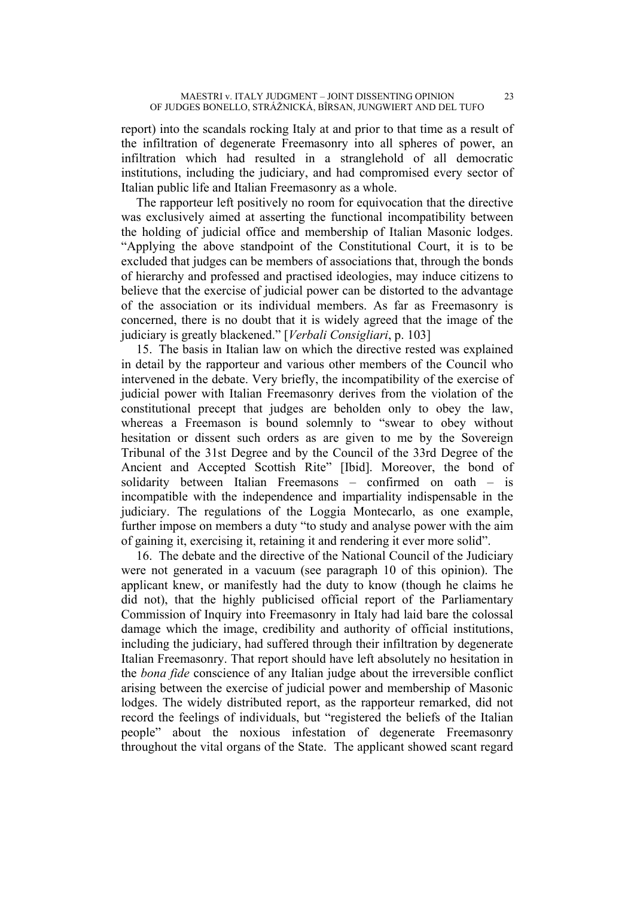report) into the scandals rocking Italy at and prior to that time as a result of the infiltration of degenerate Freemasonry into all spheres of power, an infiltration which had resulted in a stranglehold of all democratic institutions, including the judiciary, and had compromised every sector of Italian public life and Italian Freemasonry as a whole.

The rapporteur left positively no room for equivocation that the directive was exclusively aimed at asserting the functional incompatibility between the holding of judicial office and membership of Italian Masonic lodges. "Applying the above standpoint of the Constitutional Court, it is to be excluded that judges can be members of associations that, through the bonds of hierarchy and professed and practised ideologies, may induce citizens to believe that the exercise of judicial power can be distorted to the advantage of the association or its individual members. As far as Freemasonry is concerned, there is no doubt that it is widely agreed that the image of the judiciary is greatly blackened." [*Verbali Consigliari*, p. 103]

15. The basis in Italian law on which the directive rested was explained in detail by the rapporteur and various other members of the Council who intervened in the debate. Very briefly, the incompatibility of the exercise of judicial power with Italian Freemasonry derives from the violation of the constitutional precept that judges are beholden only to obey the law, whereas a Freemason is bound solemnly to "swear to obey without hesitation or dissent such orders as are given to me by the Sovereign Tribunal of the 31st Degree and by the Council of the 33rd Degree of the Ancient and Accepted Scottish Rite" [Ibid]. Moreover, the bond of solidarity between Italian Freemasons – confirmed on oath – is incompatible with the independence and impartiality indispensable in the judiciary. The regulations of the Loggia Montecarlo, as one example, further impose on members a duty "to study and analyse power with the aim of gaining it, exercising it, retaining it and rendering it ever more solid".

16. The debate and the directive of the National Council of the Judiciary were not generated in a vacuum (see paragraph 10 of this opinion). The applicant knew, or manifestly had the duty to know (though he claims he did not), that the highly publicised official report of the Parliamentary Commission of Inquiry into Freemasonry in Italy had laid bare the colossal damage which the image, credibility and authority of official institutions, including the judiciary, had suffered through their infiltration by degenerate Italian Freemasonry. That report should have left absolutely no hesitation in the *bona fide* conscience of any Italian judge about the irreversible conflict arising between the exercise of judicial power and membership of Masonic lodges. The widely distributed report, as the rapporteur remarked, did not record the feelings of individuals, but "registered the beliefs of the Italian people" about the noxious infestation of degenerate Freemasonry throughout the vital organs of the State. The applicant showed scant regard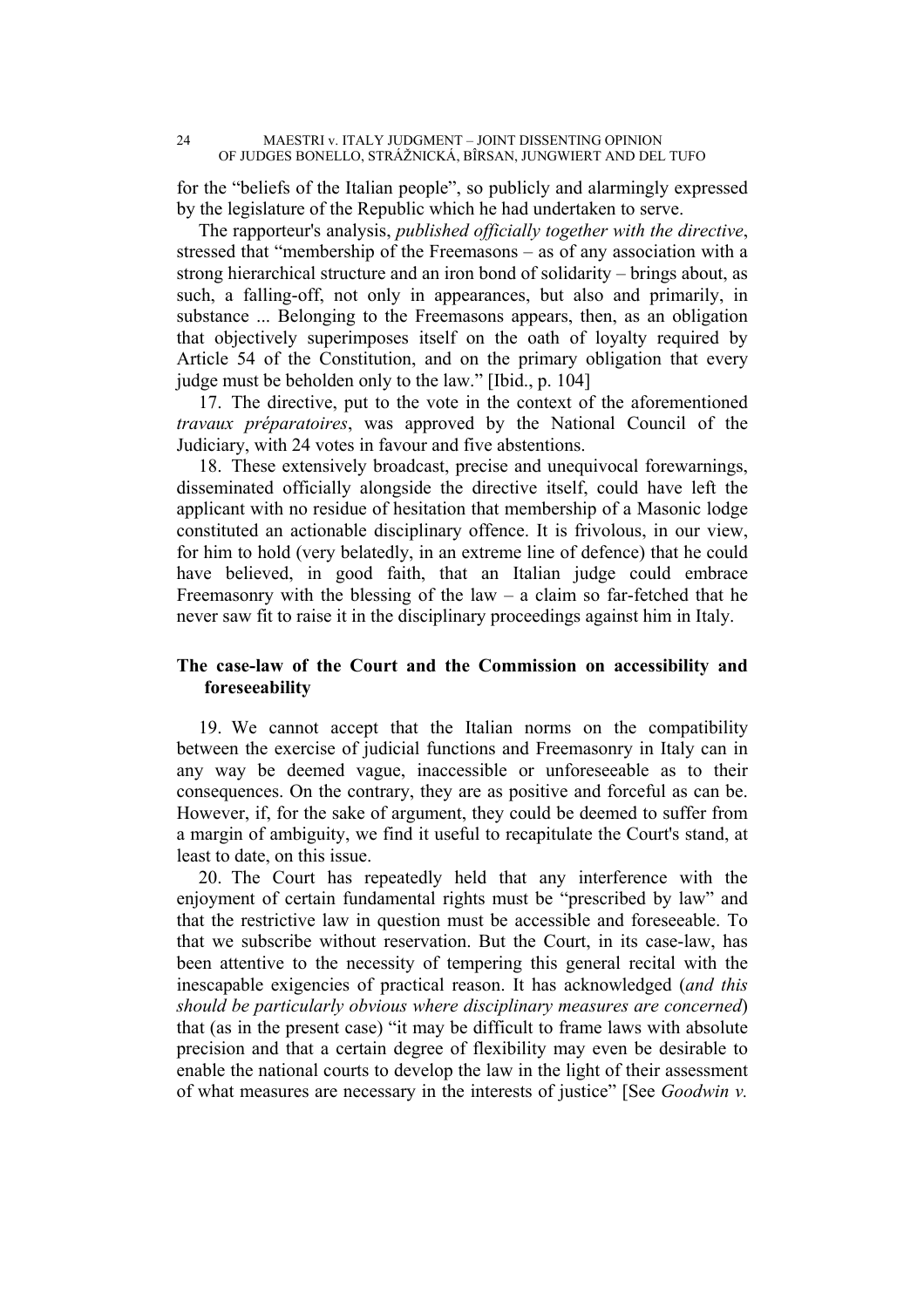for the "beliefs of the Italian people", so publicly and alarmingly expressed by the legislature of the Republic which he had undertaken to serve.

The rapporteur's analysis, *published officially together with the directive*, stressed that "membership of the Freemasons – as of any association with a strong hierarchical structure and an iron bond of solidarity – brings about, as such, a falling-off, not only in appearances, but also and primarily, in substance ... Belonging to the Freemasons appears, then, as an obligation that objectively superimposes itself on the oath of loyalty required by Article 54 of the Constitution, and on the primary obligation that every judge must be beholden only to the law." [Ibid., p. 104]

17. The directive, put to the vote in the context of the aforementioned *travaux préparatoires*, was approved by the National Council of the Judiciary, with 24 votes in favour and five abstentions.

18. These extensively broadcast, precise and unequivocal forewarnings, disseminated officially alongside the directive itself, could have left the applicant with no residue of hesitation that membership of a Masonic lodge constituted an actionable disciplinary offence. It is frivolous, in our view, for him to hold (very belatedly, in an extreme line of defence) that he could have believed, in good faith, that an Italian judge could embrace Freemasonry with the blessing of the law – a claim so far-fetched that he never saw fit to raise it in the disciplinary proceedings against him in Italy.

**The case-law of the Court and the Commission on accessibility and foreseeability**

19. We cannot accept that the Italian norms on the compatibility between the exercise of judicial functions and Freemasonry in Italy can in any way be deemed vague, inaccessible or unforeseeable as to their consequences. On the contrary, they are as positive and forceful as can be. However, if, for the sake of argument, they could be deemed to suffer from a margin of ambiguity, we find it useful to recapitulate the Court's stand, at least to date, on this issue.

20. The Court has repeatedly held that any interference with the enjoyment of certain fundamental rights must be "prescribed by law" and that the restrictive law in question must be accessible and foreseeable. To that we subscribe without reservation. But the Court, in its case-law, has been attentive to the necessity of tempering this general recital with the inescapable exigencies of practical reason. It has acknowledged (*and this should be particularly obvious where disciplinary measures are concerned*) that (as in the present case) "it may be difficult to frame laws with absolute precision and that a certain degree of flexibility may even be desirable to enable the national courts to develop the law in the light of their assessment of what measures are necessary in the interests of justice" [See *Goodwin v.*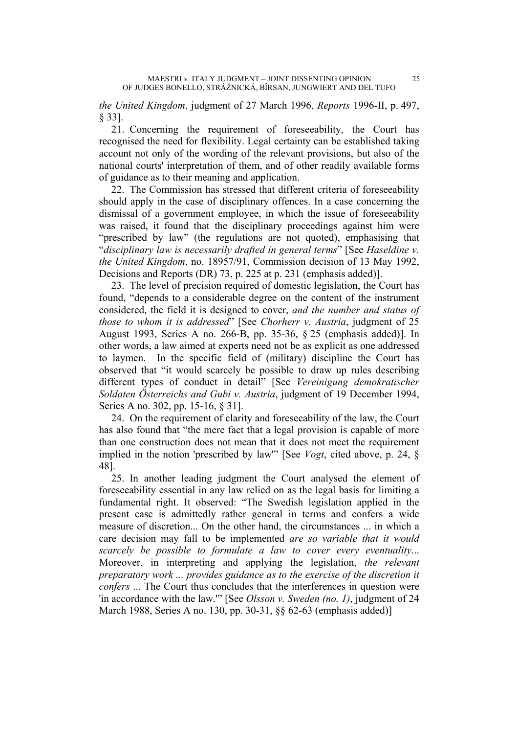*the United Kingdom*, judgment of 27 March 1996, *Reports* 1996-II, p. 497, § 33].

21. Concerning the requirement of foreseeability, the Court has recognised the need for flexibility. Legal certainty can be established taking account not only of the wording of the relevant provisions, but also of the national courts' interpretation of them, and of other readily available forms of guidance as to their meaning and application.

22. The Commission has stressed that different criteria of foreseeability should apply in the case of disciplinary offences. In a case concerning the dismissal of a government employee, in which the issue of foreseeability was raised, it found that the disciplinary proceedings against him were "prescribed by law" (the regulations are not quoted), emphasising that "*disciplinary law is necessarily drafted in general terms*" [See *Haseldine v. the United Kingdom*, no. 18957/91, Commission decision of 13 May 1992, Decisions and Reports (DR) 73, p. 225 at p. 231 (emphasis added)].

23. The level of precision required of domestic legislation, the Court has found, "depends to a considerable degree on the content of the instrument considered, the field it is designed to cover, *and the number and status of those to whom it is addressed*" [See *Chorherr v. Austria*, judgment of 25 August 1993, Series A no. 266-B, pp. 35-36, § 25 (emphasis added)]. In other words, a law aimed at experts need not be as explicit as one addressed to laymen. In the specific field of (military) discipline the Court has observed that "it would scarcely be possible to draw up rules describing different types of conduct in detail" [See *Vereinigung demokratischer Soldaten Österreichs and Gubi v. Austria*, judgment of 19 December 1994, Series A no. 302, pp. 15-16, § 31].

24. On the requirement of clarity and foreseeability of the law, the Court has also found that "the mere fact that a legal provision is capable of more than one construction does not mean that it does not meet the requirement implied in the notion 'prescribed by law'" [See *Vogt*, cited above, p. 24, § 48].

25. In another leading judgment the Court analysed the element of foreseeability essential in any law relied on as the legal basis for limiting a fundamental right. It observed: "The Swedish legislation applied in the present case is admittedly rather general in terms and confers a wide measure of discretion... On the other hand, the circumstances ... in which a care decision may fall to be implemented *are so variable that it would scarcely be possible to formulate a law to cover every eventuality*... Moreover, in interpreting and applying the legislation, *the relevant preparatory work ... provides guidance as to the exercise of the discretion it confers* ... The Court thus concludes that the interferences in question were 'in accordance with the law.'" [See *Olsson v. Sweden (no. 1)*, judgment of 24 March 1988, Series A no. 130, pp. 30-31, §§ 62-63 (emphasis added)]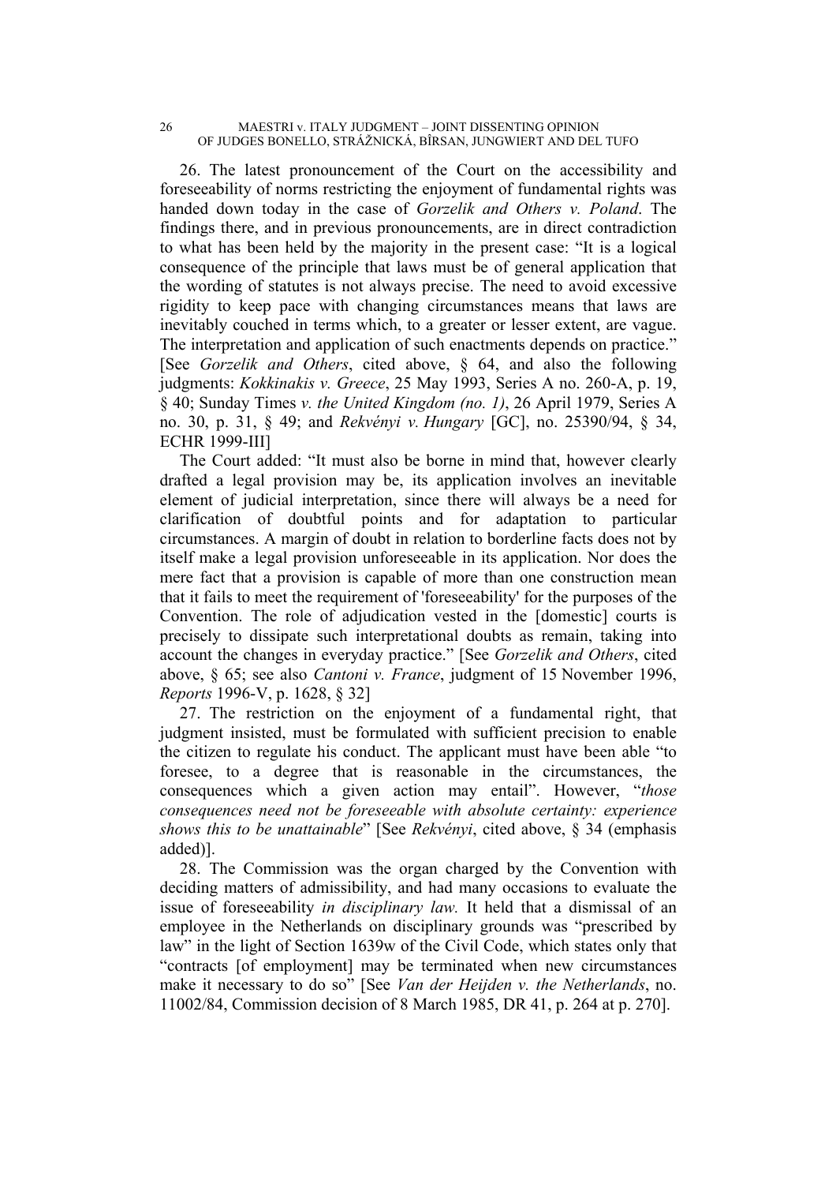26. The latest pronouncement of the Court on the accessibility and foreseeability of norms restricting the enjoyment of fundamental rights was handed down today in the case of *Gorzelik and Others v. Poland*. The findings there, and in previous pronouncements, are in direct contradiction to what has been held by the majority in the present case: "It is a logical consequence of the principle that laws must be of general application that the wording of statutes is not always precise. The need to avoid excessive rigidity to keep pace with changing circumstances means that laws are inevitably couched in terms which, to a greater or lesser extent, are vague. The interpretation and application of such enactments depends on practice." [See *Gorzelik and Others*, cited above, § 64, and also the following judgments: *Kokkinakis v. Greece*, 25 May 1993, Series A no. 260-A, p. 19, § 40; Sunday Times *v. the United Kingdom (no. 1)*, 26 April 1979, Series A no. 30, p. 31, § 49; and *Rekvényi v. Hungary* [GC], no. 25390/94, § 34, ECHR 1999-III]

The Court added: "It must also be borne in mind that, however clearly drafted a legal provision may be, its application involves an inevitable element of judicial interpretation, since there will always be a need for clarification of doubtful points and for adaptation to particular circumstances. A margin of doubt in relation to borderline facts does not by itself make a legal provision unforeseeable in its application. Nor does the mere fact that a provision is capable of more than one construction mean that it fails to meet the requirement of 'foreseeability' for the purposes of the Convention. The role of adjudication vested in the [domestic] courts is precisely to dissipate such interpretational doubts as remain, taking into account the changes in everyday practice." [See *Gorzelik and Others*, cited above, § 65; see also *Cantoni v. France*, judgment of 15 November 1996, *Reports* 1996-V, p. 1628, § 32]

27. The restriction on the enjoyment of a fundamental right, that judgment insisted, must be formulated with sufficient precision to enable the citizen to regulate his conduct. The applicant must have been able "to foresee, to a degree that is reasonable in the circumstances, the consequences which a given action may entail". However, "*those consequences need not be foreseeable with absolute certainty: experience shows this to be unattainable*" [See *Rekvényi*, cited above, § 34 (emphasis added)].

28. The Commission was the organ charged by the Convention with deciding matters of admissibility, and had many occasions to evaluate the issue of foreseeability *in disciplinary law.* It held that a dismissal of an employee in the Netherlands on disciplinary grounds was "prescribed by law" in the light of Section 1639w of the Civil Code, which states only that "contracts [of employment] may be terminated when new circumstances make it necessary to do so" [See *Van der Heijden v. the Netherlands*, no. 11002/84, Commission decision of 8 March 1985, DR 41, p. 264 at p. 270].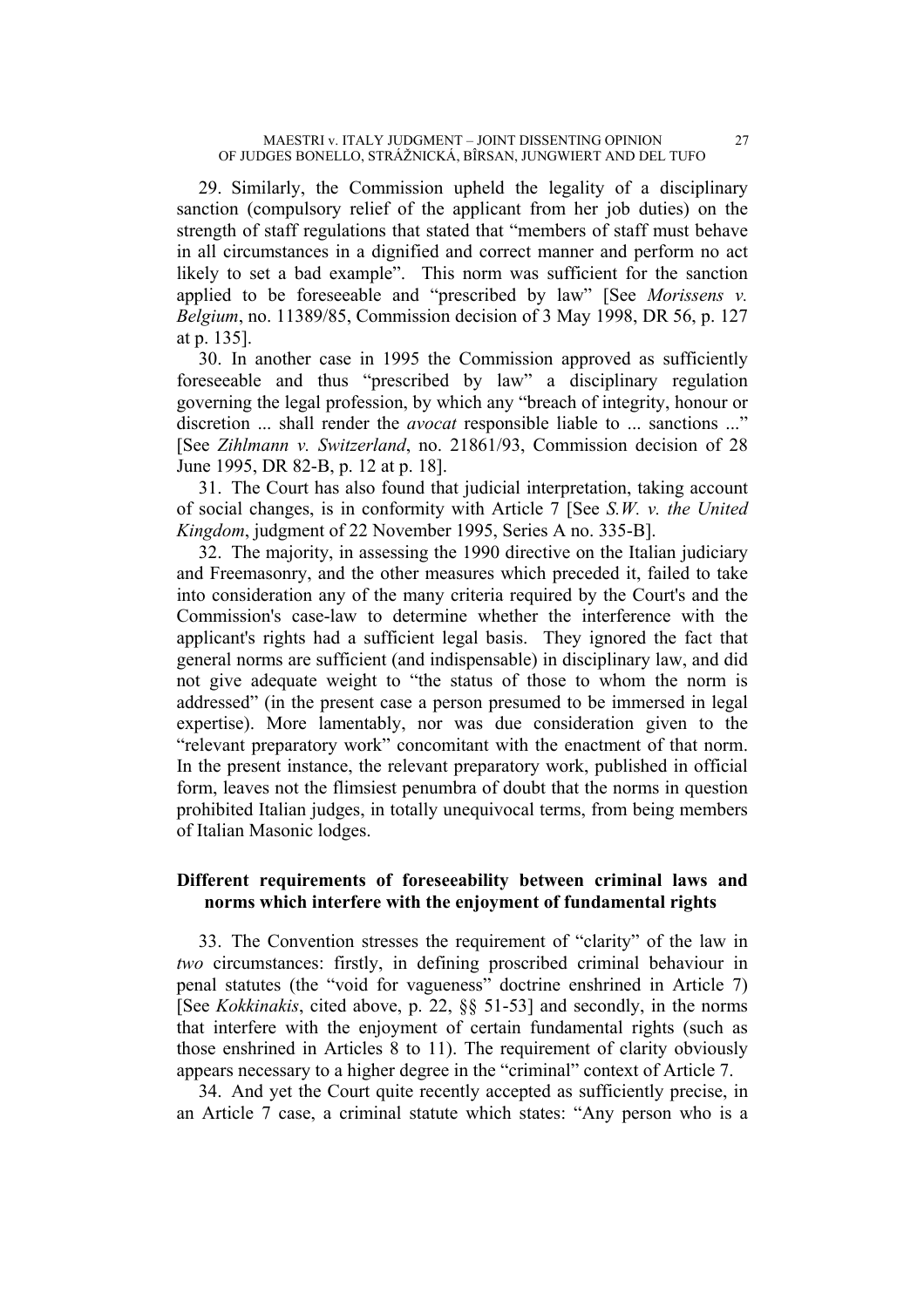29. Similarly, the Commission upheld the legality of a disciplinary sanction (compulsory relief of the applicant from her job duties) on the strength of staff regulations that stated that "members of staff must behave in all circumstances in a dignified and correct manner and perform no act likely to set a bad example". This norm was sufficient for the sanction applied to be foreseeable and "prescribed by law" [See *Morissens v. Belgium*, no. 11389/85, Commission decision of 3 May 1998, DR 56, p. 127 at p. 135].

30. In another case in 1995 the Commission approved as sufficiently foreseeable and thus "prescribed by law" a disciplinary regulation governing the legal profession, by which any "breach of integrity, honour or discretion ... shall render the *avocat* responsible liable to ... sanctions ..." [See *Zihlmann v. Switzerland*, no. 21861/93, Commission decision of 28 June 1995, DR 82-B, p. 12 at p. 18].

31. The Court has also found that judicial interpretation, taking account of social changes, is in conformity with Article 7 [See *S.W. v. the United Kingdom*, judgment of 22 November 1995, Series A no. 335-B].

32. The majority, in assessing the 1990 directive on the Italian judiciary and Freemasonry, and the other measures which preceded it, failed to take into consideration any of the many criteria required by the Court's and the Commission's case-law to determine whether the interference with the applicant's rights had a sufficient legal basis. They ignored the fact that general norms are sufficient (and indispensable) in disciplinary law, and did not give adequate weight to "the status of those to whom the norm is addressed" (in the present case a person presumed to be immersed in legal expertise). More lamentably, nor was due consideration given to the "relevant preparatory work" concomitant with the enactment of that norm. In the present instance, the relevant preparatory work, published in official form, leaves not the flimsiest penumbra of doubt that the norms in question prohibited Italian judges, in totally unequivocal terms, from being members of Italian Masonic lodges.

**Different requirements of foreseeability between criminal laws and norms which interfere with the enjoyment of fundamental rights**

33. The Convention stresses the requirement of "clarity" of the law in *two* circumstances: firstly, in defining proscribed criminal behaviour in penal statutes (the "void for vagueness" doctrine enshrined in Article 7) [See *Kokkinakis*, cited above, p. 22, §§ 51-53] and secondly, in the norms that interfere with the enjoyment of certain fundamental rights (such as those enshrined in Articles 8 to 11). The requirement of clarity obviously appears necessary to a higher degree in the "criminal" context of Article 7.

34. And yet the Court quite recently accepted as sufficiently precise, in an Article 7 case, a criminal statute which states: "Any person who is a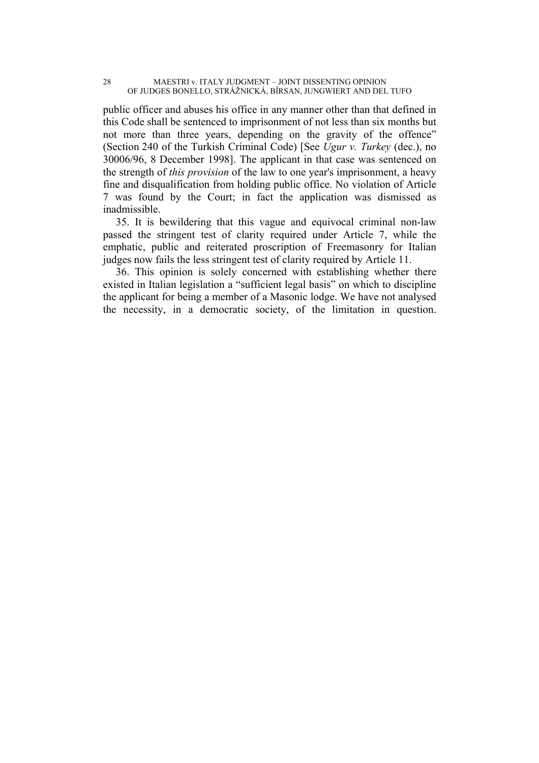public officer and abuses his office in any manner other than that defined in this Code shall be sentenced to imprisonment of not less than six months but not more than three years, depending on the gravity of the offence" (Section 240 of the Turkish Criminal Code) [See *Ugur v. Turkey* (dec.), no 30006/96, 8 December 1998]. The applicant in that case was sentenced on the strength of *this provision* of the law to one year's imprisonment, a heavy fine and disqualification from holding public office. No violation of Article 7 was found by the Court; in fact the application was dismissed as inadmissible.

35. It is bewildering that this vague and equivocal criminal non-law passed the stringent test of clarity required under Article 7, while the emphatic, public and reiterated proscription of Freemasonry for Italian judges now fails the less stringent test of clarity required by Article 11.

36. This opinion is solely concerned with establishing whether there existed in Italian legislation a "sufficient legal basis" on which to discipline the applicant for being a member of a Masonic lodge. We have not analysed the necessity, in a democratic society, of the limitation in question.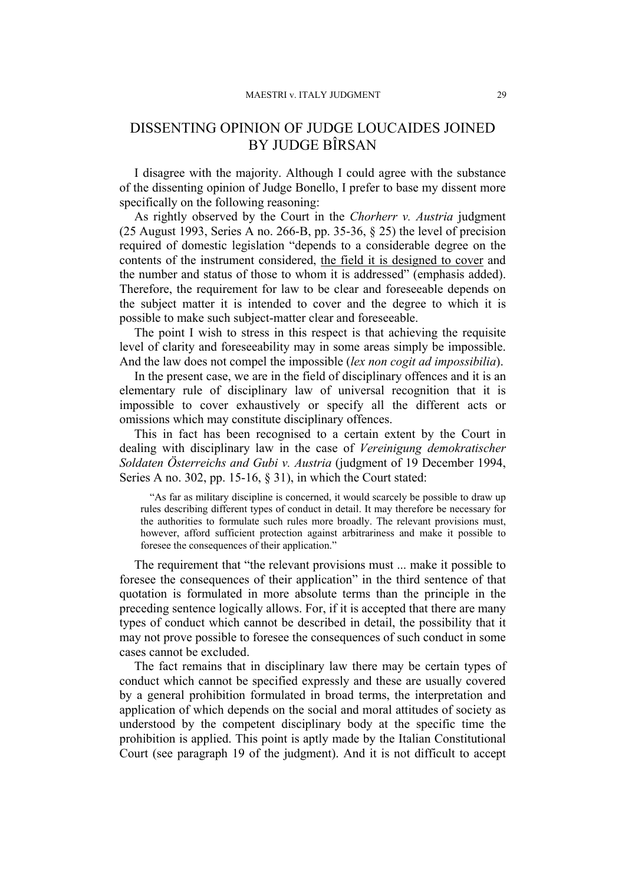## DISSENTING OPINION OF JUDGE LOUCAIDES JOINED BY JUDGE BÎRSAN

I disagree with the majority. Although I could agree with the substance of the dissenting opinion of Judge Bonello, I prefer to base my dissent more specifically on the following reasoning:

As rightly observed by the Court in the *Chorherr v. Austria* judgment (25 August 1993, Series A no. 266-B, pp. 35-36, § 25) the level of precision required of domestic legislation "depends to a considerable degree on the contents of the instrument considered, <u>the field it is designed to cover</u> and the number and status of those to whom it is addressed" (emphasis added). Therefore, the requirement for law to be clear and foreseeable depends on the subject matter it is intended to cover and the degree to which it is possible to make such subject-matter clear and foreseeable.

The point I wish to stress in this respect is that achieving the requisite level of clarity and foreseeability may in some areas simply be impossible. And the law does not compel the impossible (*lex non cogit ad impossibilia*).

In the present case, we are in the field of disciplinary offences and it is an elementary rule of disciplinary law of universal recognition that it is impossible to cover exhaustively or specify all the different acts or omissions which may constitute disciplinary offences.

This in fact has been recognised to a certain extent by the Court in dealing with disciplinary law in the case of *Vereinigung demokratischer Soldaten Österreichs and Gubi v. Austria* (judgment of 19 December 1994, Series A no. 302, pp. 15-16, § 31), in which the Court stated:

> "As far as military discipline is concerned, it would scarcely be possible to draw up rules describing different types of conduct in detail. It may therefore be necessary for the authorities to formulate such rules more broadly. The relevant provisions must, however, afford sufficient protection against arbitrariness and make it possible to foresee the consequences of their application."

The requirement that "the relevant provisions must ... make it possible to foresee the consequences of their application" in the third sentence of that quotation is formulated in more absolute terms than the principle in the preceding sentence logically allows. For, if it is accepted that there are many types of conduct which cannot be described in detail, the possibility that it may not prove possible to foresee the consequences of such conduct in some cases cannot be excluded.

The fact remains that in disciplinary law there may be certain types of conduct which cannot be specified expressly and these are usually covered by a general prohibition formulated in broad terms, the interpretation and application of which depends on the social and moral attitudes of society as understood by the competent disciplinary body at the specific time the prohibition is applied. This point is aptly made by the Italian Constitutional Court (see paragraph 19 of the judgment). And it is not difficult to accept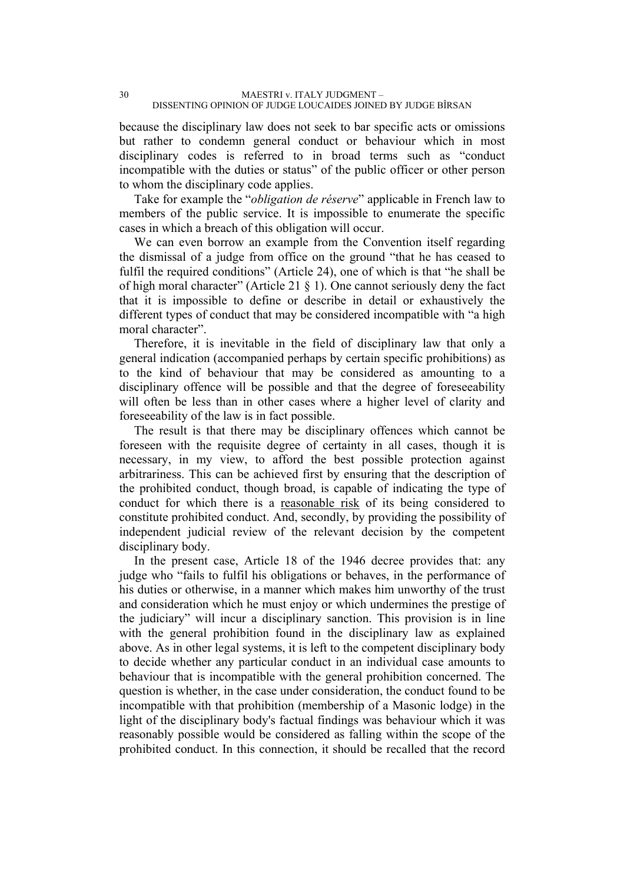because the disciplinary law does not seek to bar specific acts or omissions but rather to condemn general conduct or behaviour which in most disciplinary codes is referred to in broad terms such as "conduct incompatible with the duties or status" of the public officer or other person to whom the disciplinary code applies.

Take for example the "*obligation de réserve*" applicable in French law to members of the public service. It is impossible to enumerate the specific cases in which a breach of this obligation will occur.

We can even borrow an example from the Convention itself regarding the dismissal of a judge from office on the ground "that he has ceased to fulfil the required conditions" (Article 24), one of which is that "he shall be of high moral character" (Article 21 § 1). One cannot seriously deny the fact that it is impossible to define or describe in detail or exhaustively the different types of conduct that may be considered incompatible with "a high moral character".

Therefore, it is inevitable in the field of disciplinary law that only a general indication (accompanied perhaps by certain specific prohibitions) as to the kind of behaviour that may be considered as amounting to a disciplinary offence will be possible and that the degree of foreseeability will often be less than in other cases where a higher level of clarity and foreseeability of the law is in fact possible.

The result is that there may be disciplinary offences which cannot be foreseen with the requisite degree of certainty in all cases, though it is necessary, in my view, to afford the best possible protection against arbitrariness. This can be achieved first by ensuring that the description of the prohibited conduct, though broad, is capable of indicating the type of conduct for which there is a <u>reasonable risk</u> of its being considered to constitute prohibited conduct. And, secondly, by providing the possibility of independent judicial review of the relevant decision by the competent disciplinary body.

In the present case, Article 18 of the 1946 decree provides that: any judge who "fails to fulfil his obligations or behaves, in the performance of his duties or otherwise, in a manner which makes him unworthy of the trust and consideration which he must enjoy or which undermines the prestige of the judiciary" will incur a disciplinary sanction. This provision is in line with the general prohibition found in the disciplinary law as explained above. As in other legal systems, it is left to the competent disciplinary body to decide whether any particular conduct in an individual case amounts to behaviour that is incompatible with the general prohibition concerned. The question is whether, in the case under consideration, the conduct found to be incompatible with that prohibition (membership of a Masonic lodge) in the light of the disciplinary body's factual findings was behaviour which it was reasonably possible would be considered as falling within the scope of the prohibited conduct. In this connection, it should be recalled that the record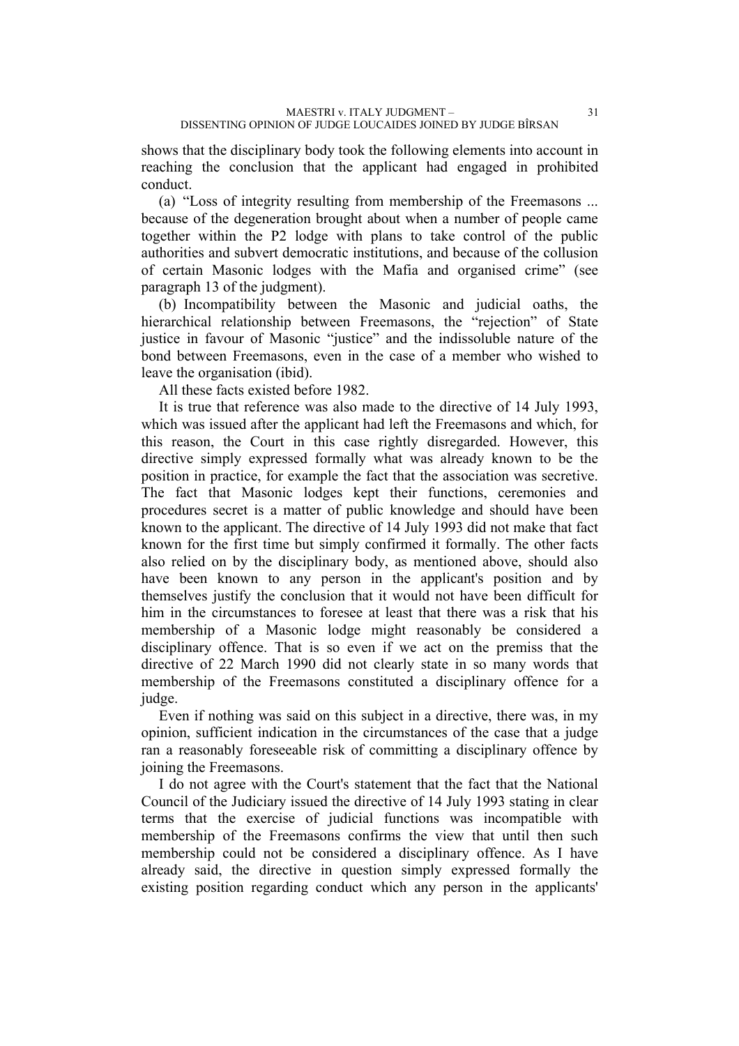shows that the disciplinary body took the following elements into account in reaching the conclusion that the applicant had engaged in prohibited conduct.

(a) "Loss of integrity resulting from membership of the Freemasons ... because of the degeneration brought about when a number of people came together within the P2 lodge with plans to take control of the public authorities and subvert democratic institutions, and because of the collusion of certain Masonic lodges with the Mafia and organised crime" (see paragraph 13 of the judgment).

(b) Incompatibility between the Masonic and judicial oaths, the hierarchical relationship between Freemasons, the "rejection" of State justice in favour of Masonic "justice" and the indissoluble nature of the bond between Freemasons, even in the case of a member who wished to leave the organisation (ibid).

All these facts existed before 1982.

It is true that reference was also made to the directive of 14 July 1993, which was issued after the applicant had left the Freemasons and which, for this reason, the Court in this case rightly disregarded. However, this directive simply expressed formally what was already known to be the position in practice, for example the fact that the association was secretive. The fact that Masonic lodges kept their functions, ceremonies and procedures secret is a matter of public knowledge and should have been known to the applicant. The directive of 14 July 1993 did not make that fact known for the first time but simply confirmed it formally. The other facts also relied on by the disciplinary body, as mentioned above, should also have been known to any person in the applicant's position and by themselves justify the conclusion that it would not have been difficult for him in the circumstances to foresee at least that there was a risk that his membership of a Masonic lodge might reasonably be considered a disciplinary offence. That is so even if we act on the premiss that the directive of 22 March 1990 did not clearly state in so many words that membership of the Freemasons constituted a disciplinary offence for a judge.

Even if nothing was said on this subject in a directive, there was, in my opinion, sufficient indication in the circumstances of the case that a judge ran a reasonably foreseeable risk of committing a disciplinary offence by joining the Freemasons.

I do not agree with the Court's statement that the fact that the National Council of the Judiciary issued the directive of 14 July 1993 stating in clear terms that the exercise of judicial functions was incompatible with membership of the Freemasons confirms the view that until then such membership could not be considered a disciplinary offence. As I have already said, the directive in question simply expressed formally the existing position regarding conduct which any person in the applicants'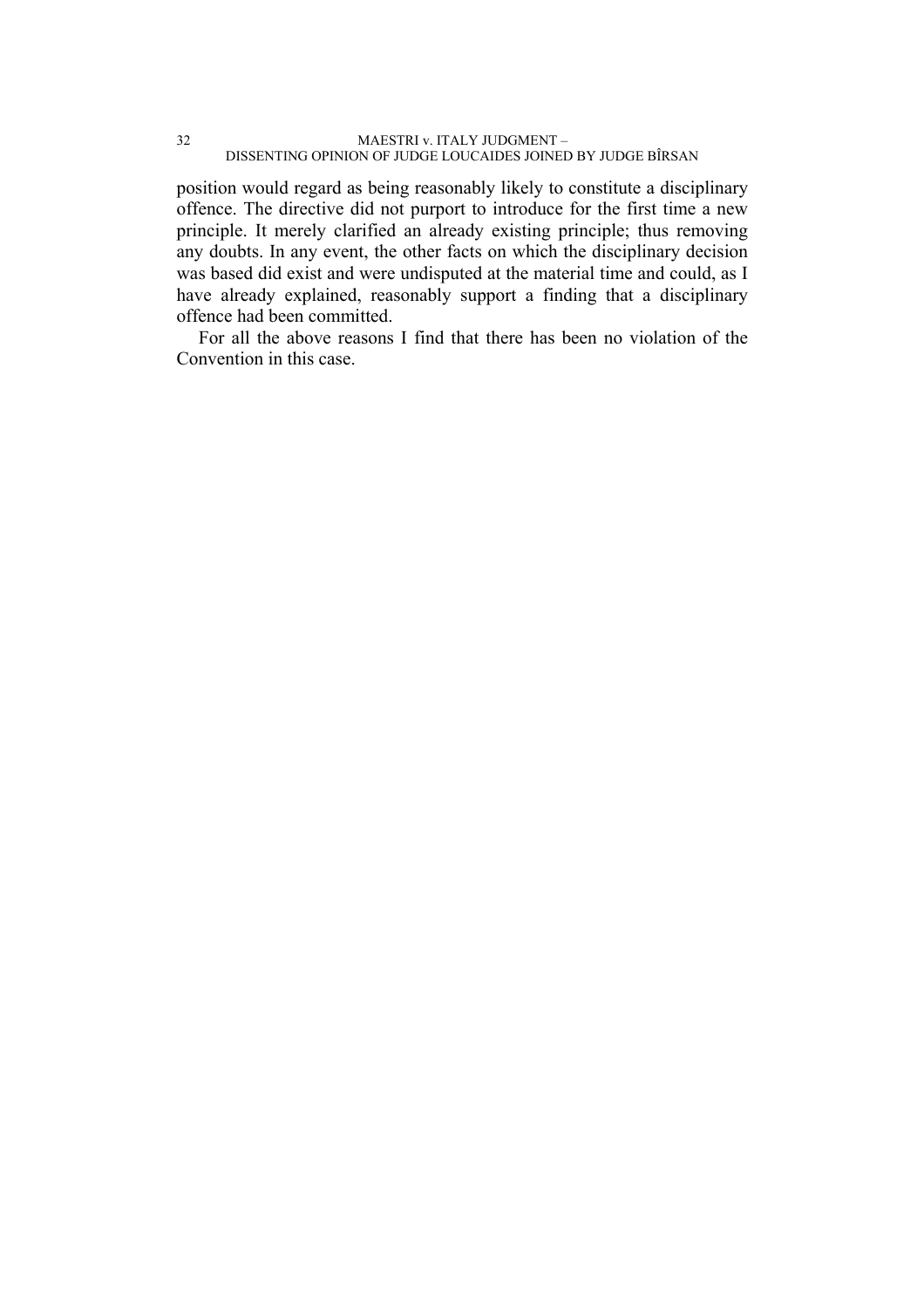position would regard as being reasonably likely to constitute a disciplinary offence. The directive did not purport to introduce for the first time a new principle. It merely clarified an already existing principle; thus removing any doubts. In any event, the other facts on which the disciplinary decision was based did exist and were undisputed at the material time and could, as I have already explained, reasonably support a finding that a disciplinary offence had been committed.

For all the above reasons I find that there has been no violation of the Convention in this case.